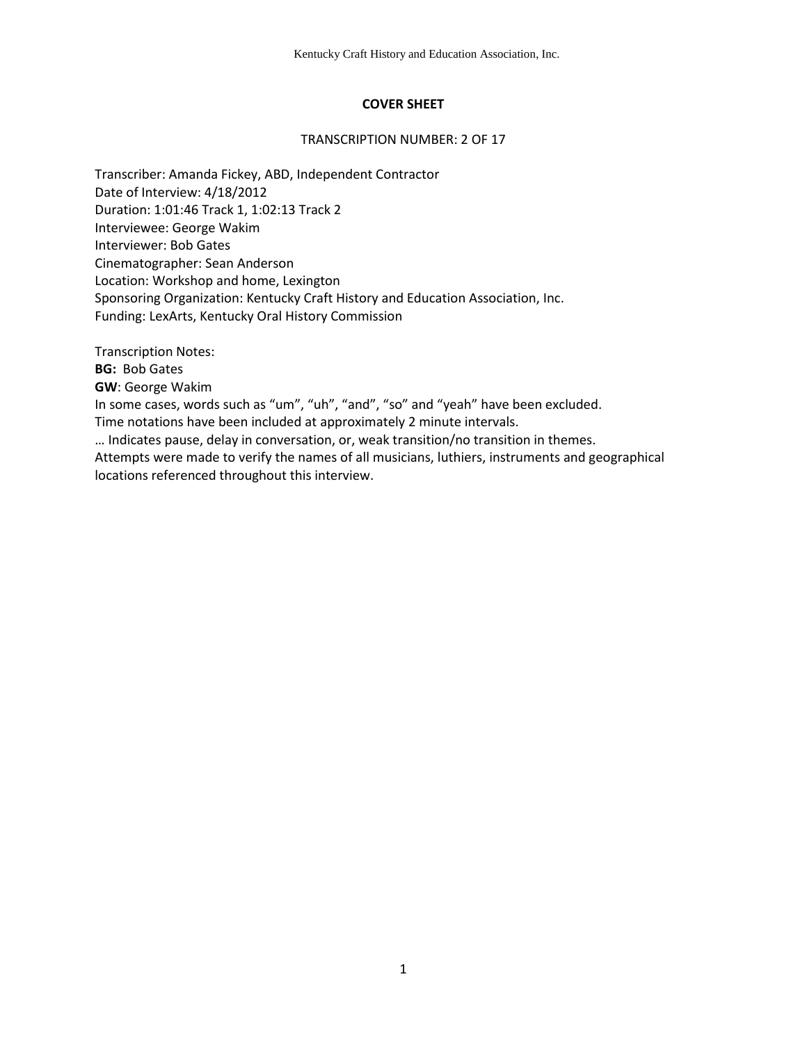# COVER SHEET

TRANSCRIPTION NUMBER: 2 OF 17

Transcriber: Amanda Fickey, ABD, Independent Contractor
Date of Interview: 4/18/2012
Duration: 1:01:46 Track 1, 1:02:13 Track 2
Interviewee: George Wakim
Interviewer: Bob Gates
Cinematographer: Sean Anderson
Location: Workshop and home, Lexington
Sponsoring Organization: Kentucky Craft History and Education Association, Inc.
Funding: LexArts, Kentucky Oral History Commission

Transcription Notes:
**BG:** Bob Gates
**GW**: George Wakim
In some cases, words such as "um", "uh", "and", "so" and "yeah" have been excluded.
Time notations have been included at approximately 2 minute intervals.
… Indicates pause, delay in conversation, or, weak transition/no transition in themes.
Attempts were made to verify the names of all musicians, luthiers, instruments and geographical locations referenced throughout this interview.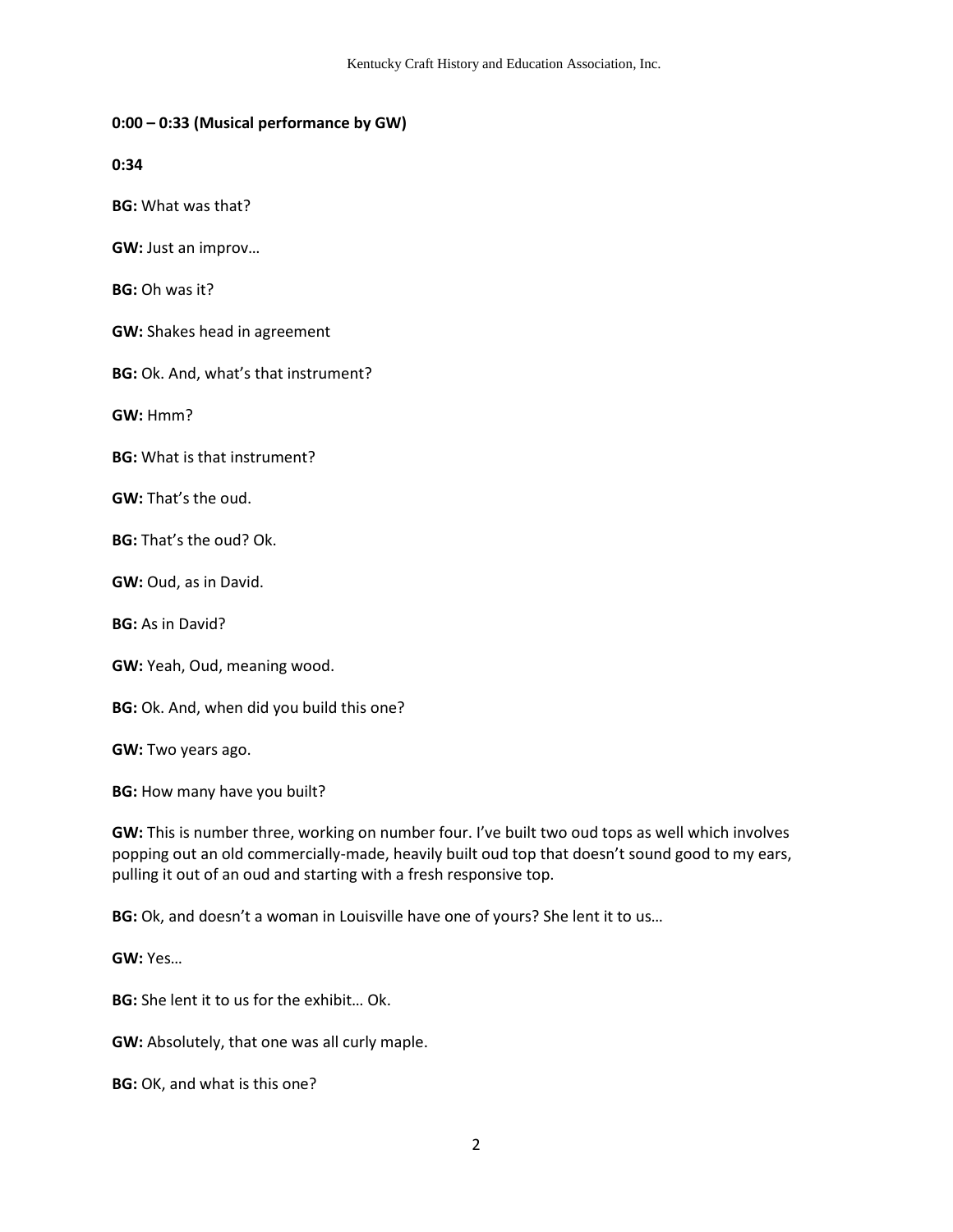**0:00 – 0:33 (Musical performance by GW)**

**0:34**

**BG:** What was that?

**GW:** Just an improv…

**BG:** Oh was it?

**GW:** Shakes head in agreement

**BG:** Ok. And, what's that instrument?

**GW:** Hmm?

**BG:** What is that instrument?

**GW:** That's the oud.

**BG:** That's the oud? Ok.

**GW:** Oud, as in David.

**BG:** As in David?

**GW:** Yeah, Oud, meaning wood.

**BG:** Ok. And, when did you build this one?

**GW:** Two years ago.

**BG:** How many have you built?

**GW:** This is number three, working on number four. I've built two oud tops as well which involves popping out an old commercially-made, heavily built oud top that doesn't sound good to my ears, pulling it out of an oud and starting with a fresh responsive top.

**BG:** Ok, and doesn't a woman in Louisville have one of yours? She lent it to us…

**GW:** Yes…

**BG:** She lent it to us for the exhibit… Ok.

**GW:** Absolutely, that one was all curly maple.

**BG:** OK, and what is this one?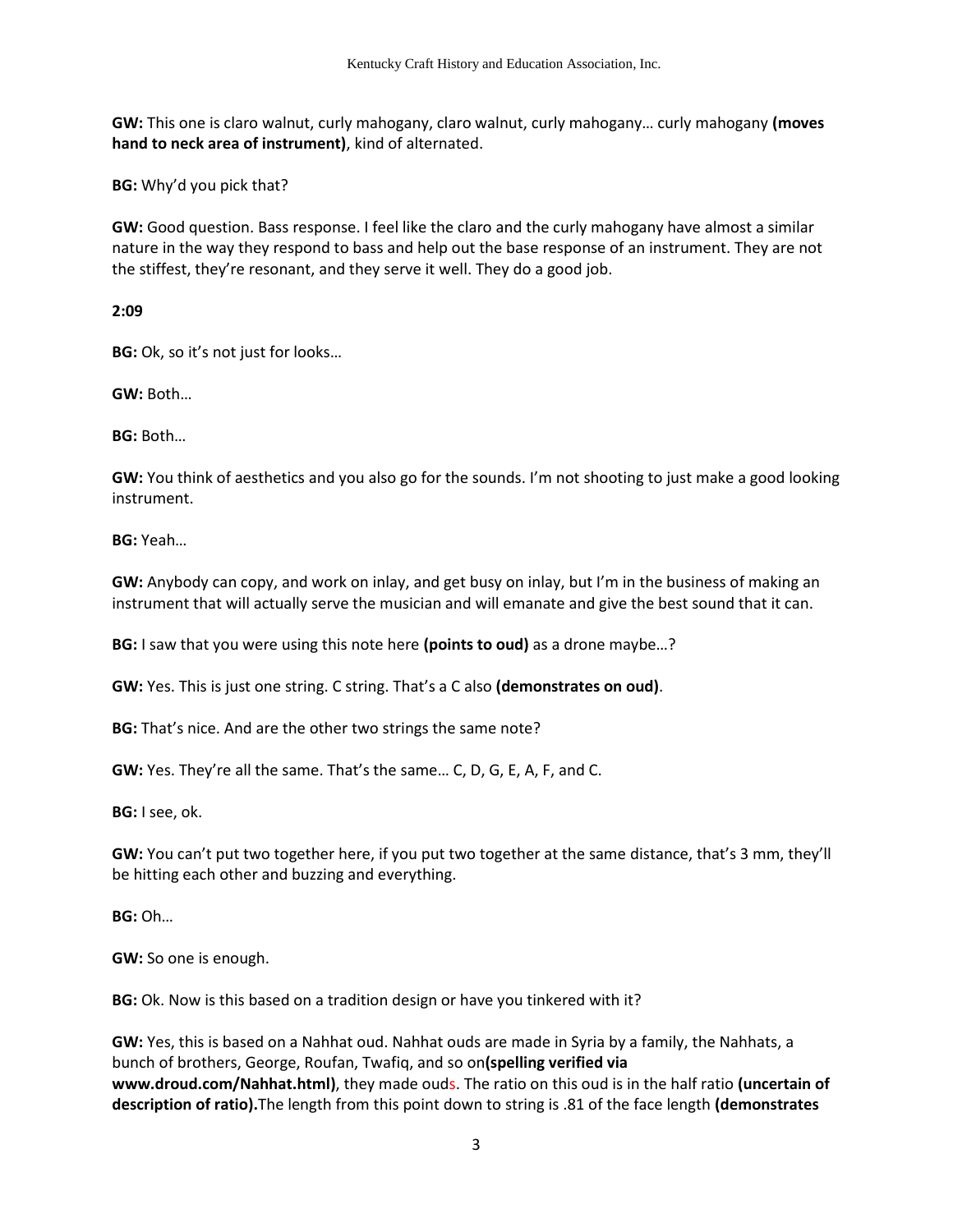**GW:** This one is claro walnut, curly mahogany, claro walnut, curly mahogany… curly mahogany **(moves hand to neck area of instrument)**, kind of alternated.

**BG:** Why'd you pick that?

**GW:** Good question. Bass response. I feel like the claro and the curly mahogany have almost a similar nature in the way they respond to bass and help out the base response of an instrument. They are not the stiffest, they're resonant, and they serve it well. They do a good job.

**2:09**

**BG:** Ok, so it's not just for looks…

**GW:** Both…

**BG:** Both…

**GW:** You think of aesthetics and you also go for the sounds. I'm not shooting to just make a good looking instrument.

**BG:** Yeah…

**GW:** Anybody can copy, and work on inlay, and get busy on inlay, but I'm in the business of making an instrument that will actually serve the musician and will emanate and give the best sound that it can.

**BG:** I saw that you were using this note here **(points to oud)** as a drone maybe…?

**GW:** Yes. This is just one string. C string. That's a C also **(demonstrates on oud)**.

**BG:** That's nice. And are the other two strings the same note?

**GW:** Yes. They're all the same. That's the same… C, D, G, E, A, F, and C.

**BG:** I see, ok.

**GW:** You can't put two together here, if you put two together at the same distance, that's 3 mm, they'll be hitting each other and buzzing and everything.

**BG:** Oh…

**GW:** So one is enough.

**BG:** Ok. Now is this based on a tradition design or have you tinkered with it?

**GW:** Yes, this is based on a Nahhat oud. Nahhat ouds are made in Syria by a family, the Nahhats, a bunch of brothers, George, Roufan, Twafiq, and so on**(spelling verified via www.droud.com/Nahhat.html)**, they made ouds. The ratio on this oud is in the half ratio **(uncertain of description of ratio).**The length from this point down to string is .81 of the face length **(demonstrates**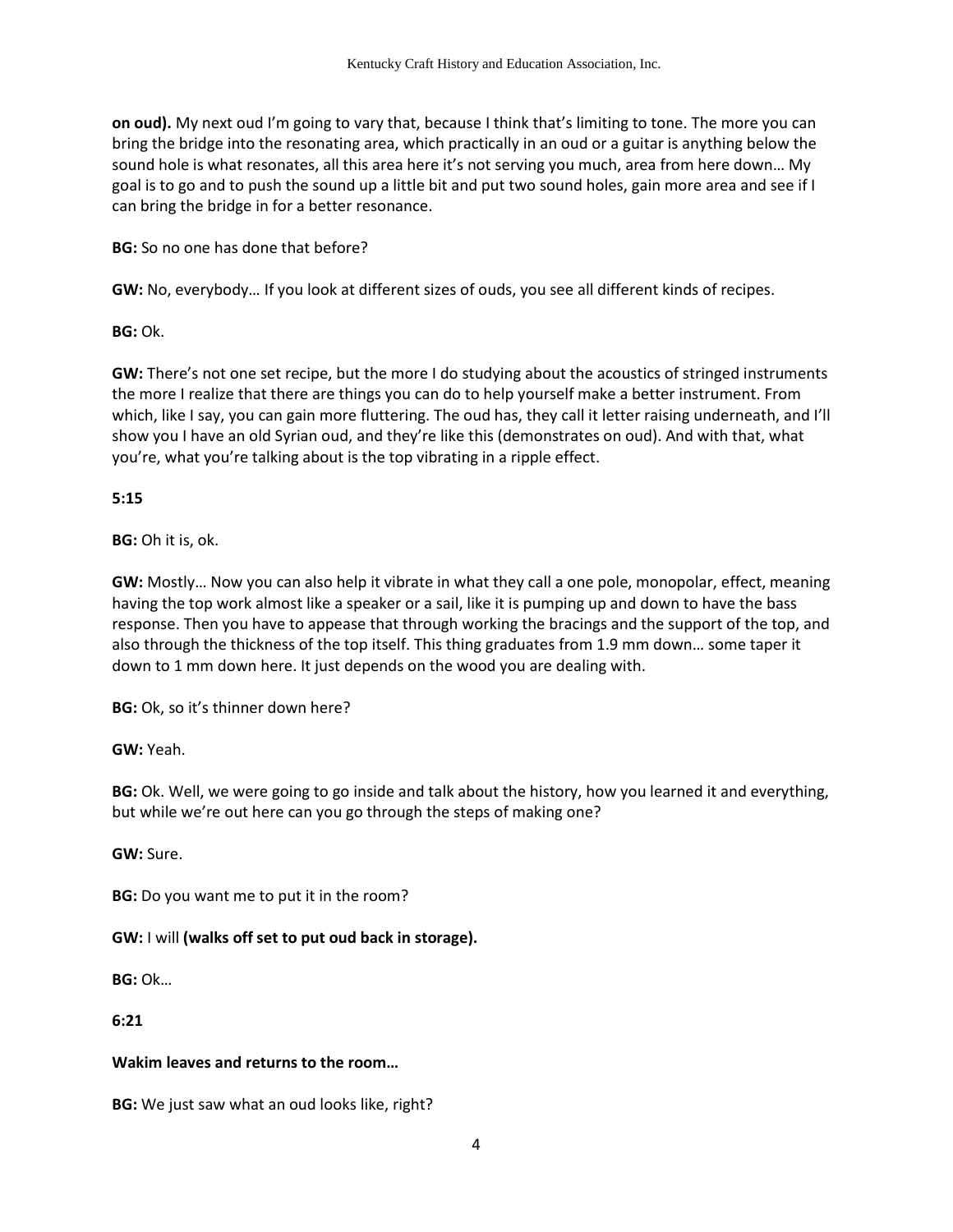**on oud).** My next oud I'm going to vary that, because I think that's limiting to tone. The more you can bring the bridge into the resonating area, which practically in an oud or a guitar is anything below the sound hole is what resonates, all this area here it's not serving you much, area from here down… My goal is to go and to push the sound up a little bit and put two sound holes, gain more area and see if I can bring the bridge in for a better resonance.

**BG:** So no one has done that before?

**GW:** No, everybody… If you look at different sizes of ouds, you see all different kinds of recipes.

**BG:** Ok.

**GW:** There's not one set recipe, but the more I do studying about the acoustics of stringed instruments the more I realize that there are things you can do to help yourself make a better instrument. From which, like I say, you can gain more fluttering. The oud has, they call it letter raising underneath, and I'll show you I have an old Syrian oud, and they're like this (demonstrates on oud). And with that, what you're, what you're talking about is the top vibrating in a ripple effect.

**5:15**

**BG:** Oh it is, ok.

**GW:** Mostly… Now you can also help it vibrate in what they call a one pole, monopolar, effect, meaning having the top work almost like a speaker or a sail, like it is pumping up and down to have the bass response. Then you have to appease that through working the bracings and the support of the top, and also through the thickness of the top itself. This thing graduates from 1.9 mm down… some taper it down to 1 mm down here. It just depends on the wood you are dealing with.

**BG:** Ok, so it's thinner down here?

**GW:** Yeah.

**BG:** Ok. Well, we were going to go inside and talk about the history, how you learned it and everything, but while we're out here can you go through the steps of making one?

**GW:** Sure.

**BG:** Do you want me to put it in the room?

**GW:** I will **(walks off set to put oud back in storage).**

**BG:** Ok…

**6:21**

**Wakim leaves and returns to the room…**

**BG:** We just saw what an oud looks like, right?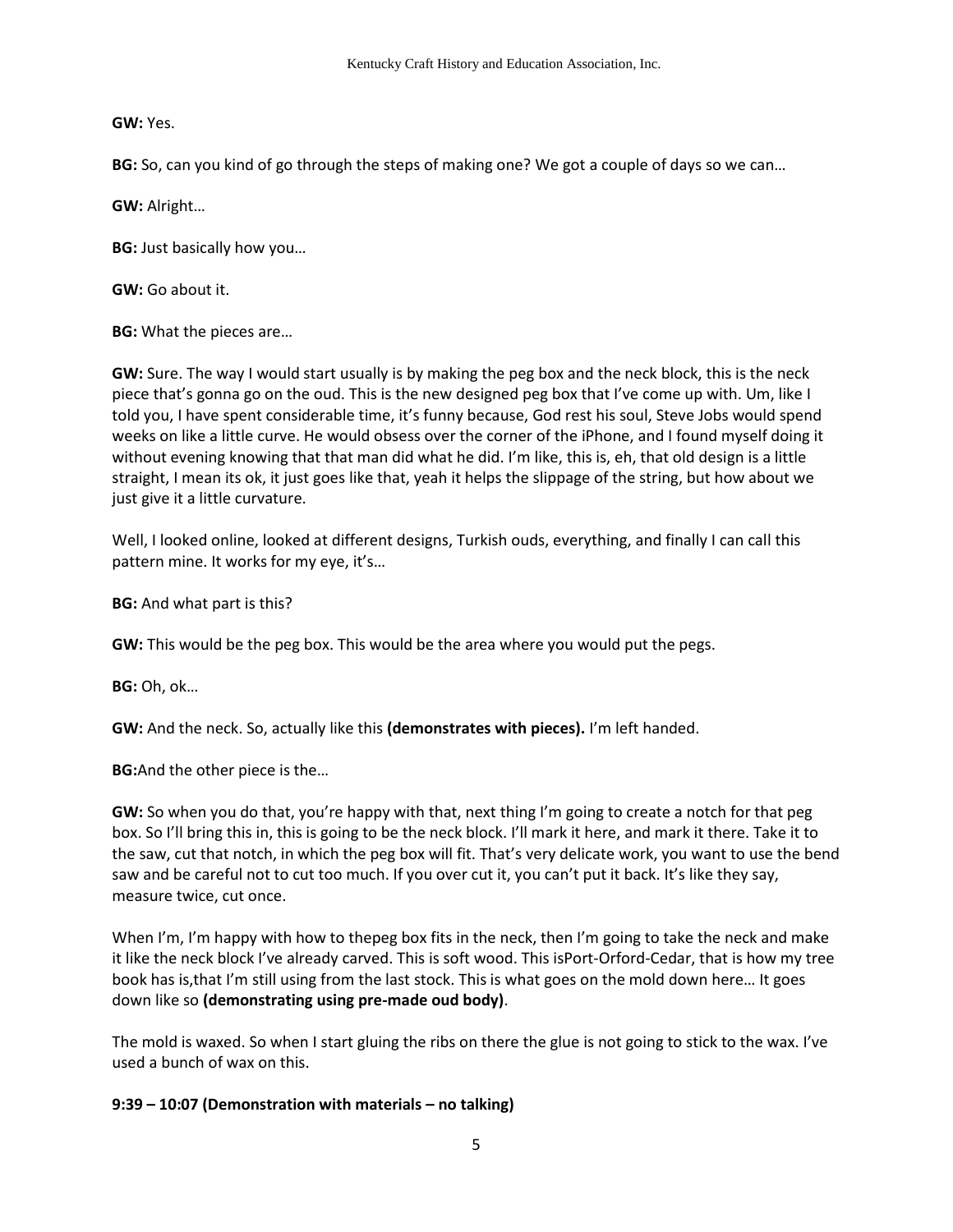**GW:** Yes.

**BG:** So, can you kind of go through the steps of making one? We got a couple of days so we can…

**GW:** Alright…

**BG:** Just basically how you…

**GW:** Go about it.

**BG:** What the pieces are…

**GW:** Sure. The way I would start usually is by making the peg box and the neck block, this is the neck piece that's gonna go on the oud. This is the new designed peg box that I've come up with. Um, like I told you, I have spent considerable time, it's funny because, God rest his soul, Steve Jobs would spend weeks on like a little curve. He would obsess over the corner of the iPhone, and I found myself doing it without evening knowing that that man did what he did. I'm like, this is, eh, that old design is a little straight, I mean its ok, it just goes like that, yeah it helps the slippage of the string, but how about we just give it a little curvature.

Well, I looked online, looked at different designs, Turkish ouds, everything, and finally I can call this pattern mine. It works for my eye, it's…

**BG:** And what part is this?

**GW:** This would be the peg box. This would be the area where you would put the pegs.

**BG:** Oh, ok…

**GW:** And the neck. So, actually like this **(demonstrates with pieces).** I'm left handed.

**BG:**And the other piece is the…

**GW:** So when you do that, you're happy with that, next thing I'm going to create a notch for that peg box. So I'll bring this in, this is going to be the neck block. I'll mark it here, and mark it there. Take it to the saw, cut that notch, in which the peg box will fit. That's very delicate work, you want to use the bend saw and be careful not to cut too much. If you over cut it, you can't put it back. It's like they say, measure twice, cut once.

When I'm, I'm happy with how to thepeg box fits in the neck, then I'm going to take the neck and make it like the neck block I've already carved. This is soft wood. This isPort-Orford-Cedar, that is how my tree book has is,that I'm still using from the last stock. This is what goes on the mold down here… It goes down like so **(demonstrating using pre-made oud body)**.

The mold is waxed. So when I start gluing the ribs on there the glue is not going to stick to the wax. I've used a bunch of wax on this.

**9:39 – 10:07 (Demonstration with materials – no talking)**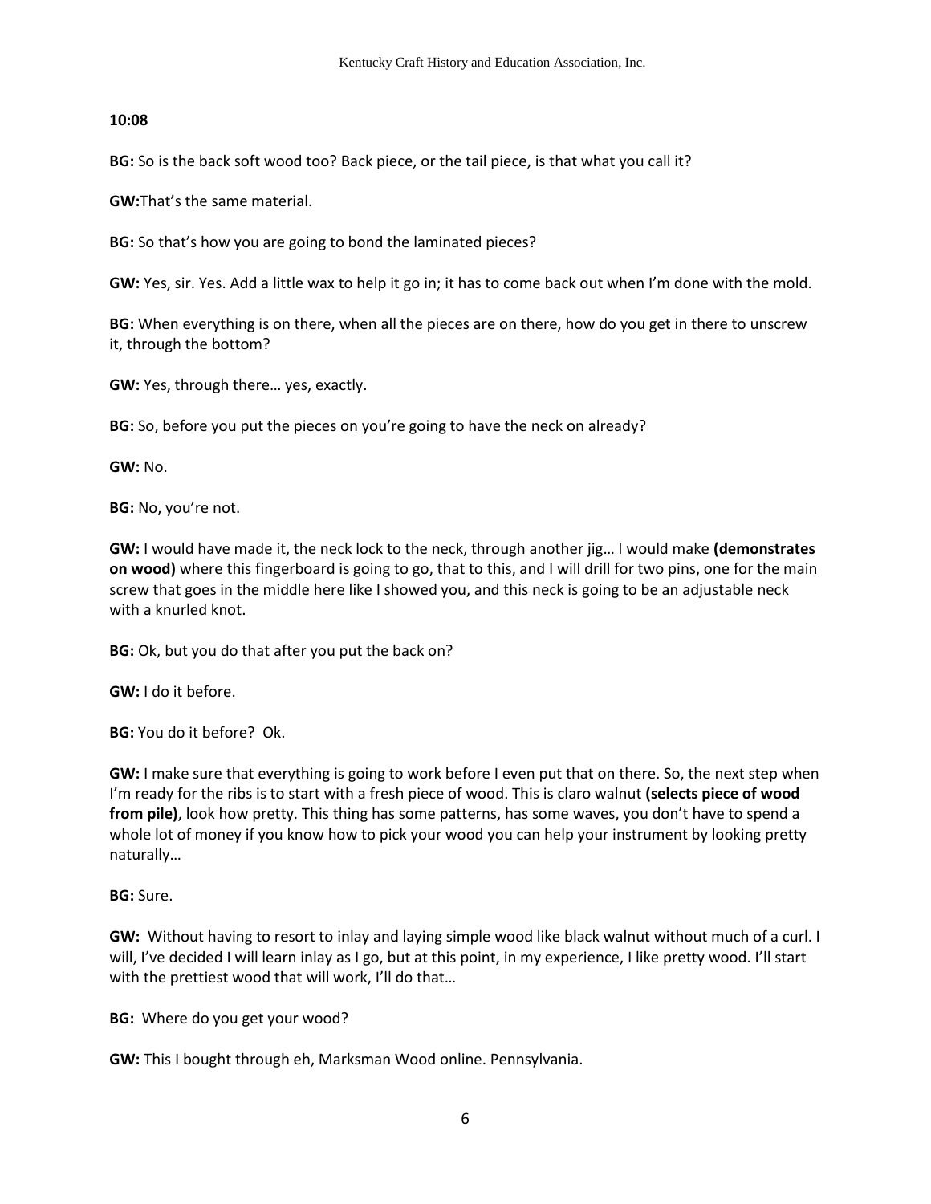**10:08**

**BG:** So is the back soft wood too? Back piece, or the tail piece, is that what you call it?

**GW:**That's the same material.

**BG:** So that's how you are going to bond the laminated pieces?

**GW:** Yes, sir. Yes. Add a little wax to help it go in; it has to come back out when I'm done with the mold.

**BG:** When everything is on there, when all the pieces are on there, how do you get in there to unscrew it, through the bottom?

**GW:** Yes, through there… yes, exactly.

**BG:** So, before you put the pieces on you're going to have the neck on already?

**GW:** No.

**BG:** No, you're not.

**GW:** I would have made it, the neck lock to the neck, through another jig… I would make **(demonstrates on wood)** where this fingerboard is going to go, that to this, and I will drill for two pins, one for the main screw that goes in the middle here like I showed you, and this neck is going to be an adjustable neck with a knurled knot.

**BG:** Ok, but you do that after you put the back on?

**GW:** I do it before.

**BG:** You do it before? Ok.

**GW:** I make sure that everything is going to work before I even put that on there. So, the next step when I'm ready for the ribs is to start with a fresh piece of wood. This is claro walnut **(selects piece of wood from pile)**, look how pretty. This thing has some patterns, has some waves, you don't have to spend a whole lot of money if you know how to pick your wood you can help your instrument by looking pretty naturally…

**BG:** Sure.

**GW:** Without having to resort to inlay and laying simple wood like black walnut without much of a curl. I will, I've decided I will learn inlay as I go, but at this point, in my experience, I like pretty wood. I'll start with the prettiest wood that will work, I'll do that…

**BG:** Where do you get your wood?

**GW:** This I bought through eh, Marksman Wood online. Pennsylvania.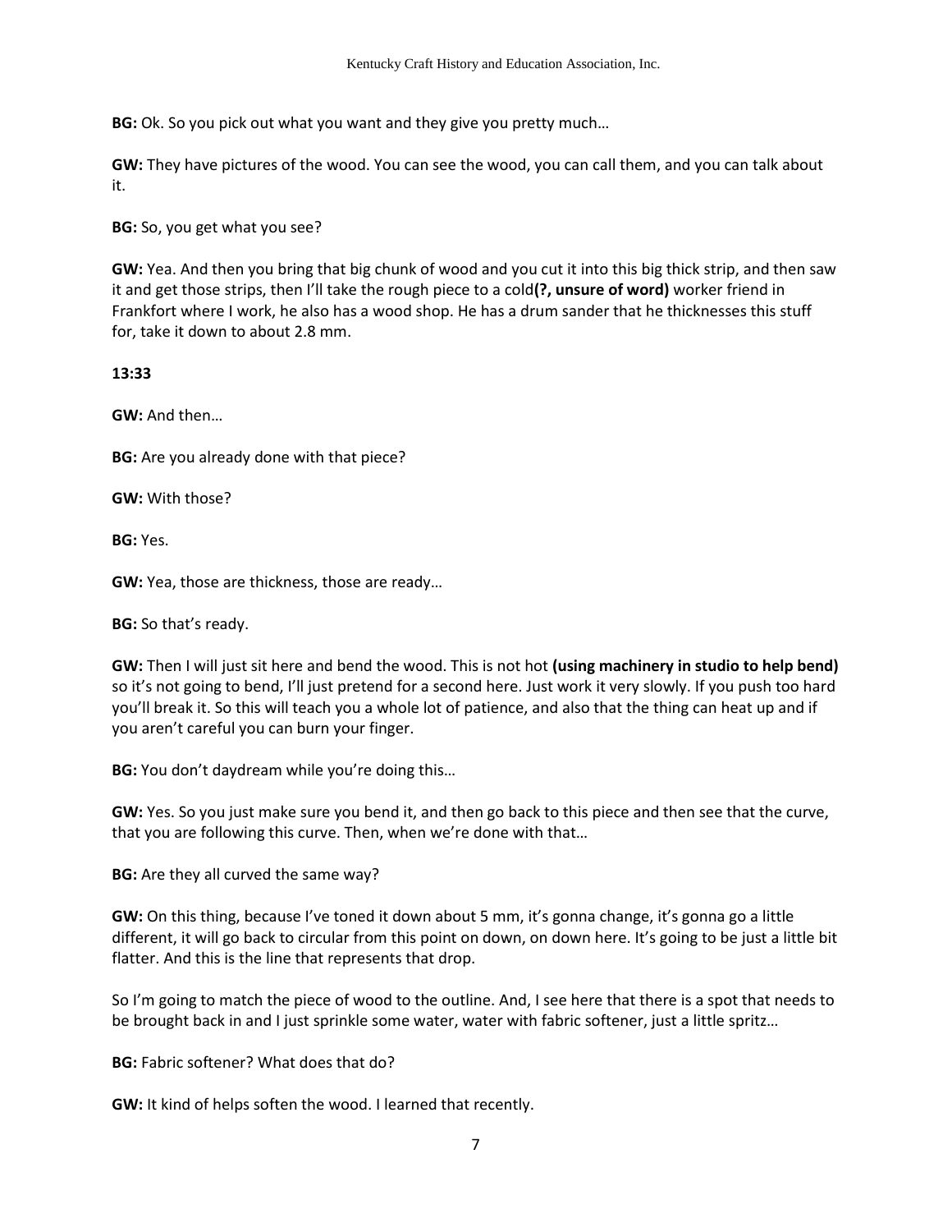**BG:** Ok. So you pick out what you want and they give you pretty much…

**GW:** They have pictures of the wood. You can see the wood, you can call them, and you can talk about it.

**BG:** So, you get what you see?

**GW:** Yea. And then you bring that big chunk of wood and you cut it into this big thick strip, and then saw it and get those strips, then I'll take the rough piece to a cold**(?, unsure of word)** worker friend in Frankfort where I work, he also has a wood shop. He has a drum sander that he thicknesses this stuff for, take it down to about 2.8 mm.

**13:33**

**GW:** And then…

**BG:** Are you already done with that piece?

**GW:** With those?

**BG:** Yes.

**GW:** Yea, those are thickness, those are ready…

**BG:** So that's ready.

**GW:** Then I will just sit here and bend the wood. This is not hot **(using machinery in studio to help bend)** so it's not going to bend, I'll just pretend for a second here. Just work it very slowly. If you push too hard you'll break it. So this will teach you a whole lot of patience, and also that the thing can heat up and if you aren't careful you can burn your finger.

**BG:** You don't daydream while you're doing this…

**GW:** Yes. So you just make sure you bend it, and then go back to this piece and then see that the curve, that you are following this curve. Then, when we're done with that…

**BG:** Are they all curved the same way?

**GW:** On this thing, because I've toned it down about 5 mm, it's gonna change, it's gonna go a little different, it will go back to circular from this point on down, on down here. It's going to be just a little bit flatter. And this is the line that represents that drop.

So I'm going to match the piece of wood to the outline. And, I see here that there is a spot that needs to be brought back in and I just sprinkle some water, water with fabric softener, just a little spritz…

**BG:** Fabric softener? What does that do?

**GW:** It kind of helps soften the wood. I learned that recently.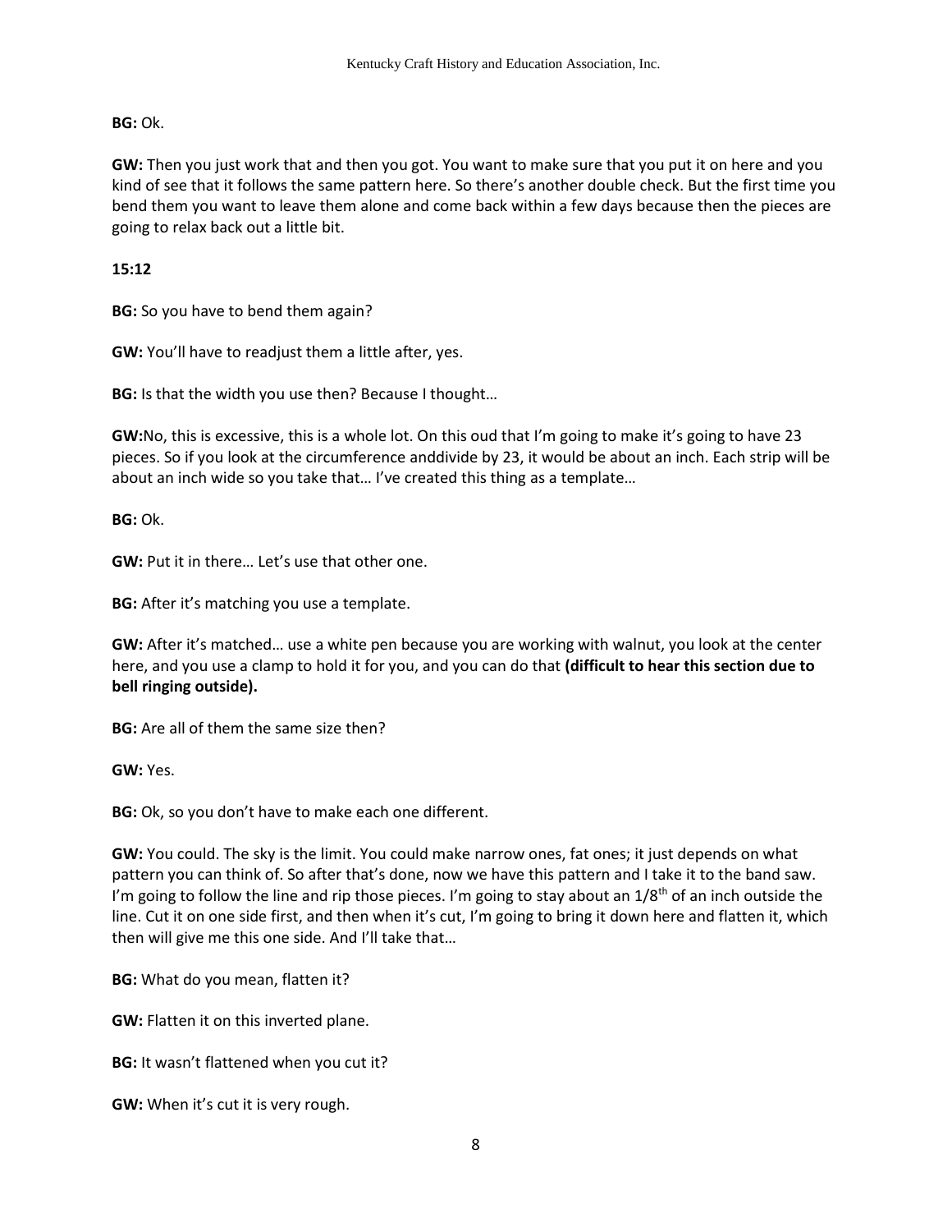**BG:** Ok.

**GW:** Then you just work that and then you got. You want to make sure that you put it on here and you kind of see that it follows the same pattern here. So there's another double check. But the first time you bend them you want to leave them alone and come back within a few days because then the pieces are going to relax back out a little bit.

**15:12**

**BG:** So you have to bend them again?

**GW:** You'll have to readjust them a little after, yes.

**BG:** Is that the width you use then? Because I thought…

**GW:**No, this is excessive, this is a whole lot. On this oud that I'm going to make it's going to have 23 pieces. So if you look at the circumference anddivide by 23, it would be about an inch. Each strip will be about an inch wide so you take that… I've created this thing as a template…

**BG:** Ok.

**GW:** Put it in there… Let's use that other one.

**BG:** After it's matching you use a template.

**GW:** After it's matched… use a white pen because you are working with walnut, you look at the center here, and you use a clamp to hold it for you, and you can do that **(difficult to hear this section due to bell ringing outside).**

**BG:** Are all of them the same size then?

**GW:** Yes.

**BG:** Ok, so you don't have to make each one different.

**GW:** You could. The sky is the limit. You could make narrow ones, fat ones; it just depends on what pattern you can think of. So after that's done, now we have this pattern and I take it to the band saw. I'm going to follow the line and rip those pieces. I'm going to stay about an 1/8th of an inch outside the line. Cut it on one side first, and then when it's cut, I'm going to bring it down here and flatten it, which then will give me this one side. And I'll take that…

**BG:** What do you mean, flatten it?

**GW:** Flatten it on this inverted plane.

**BG:** It wasn't flattened when you cut it?

**GW:** When it's cut it is very rough.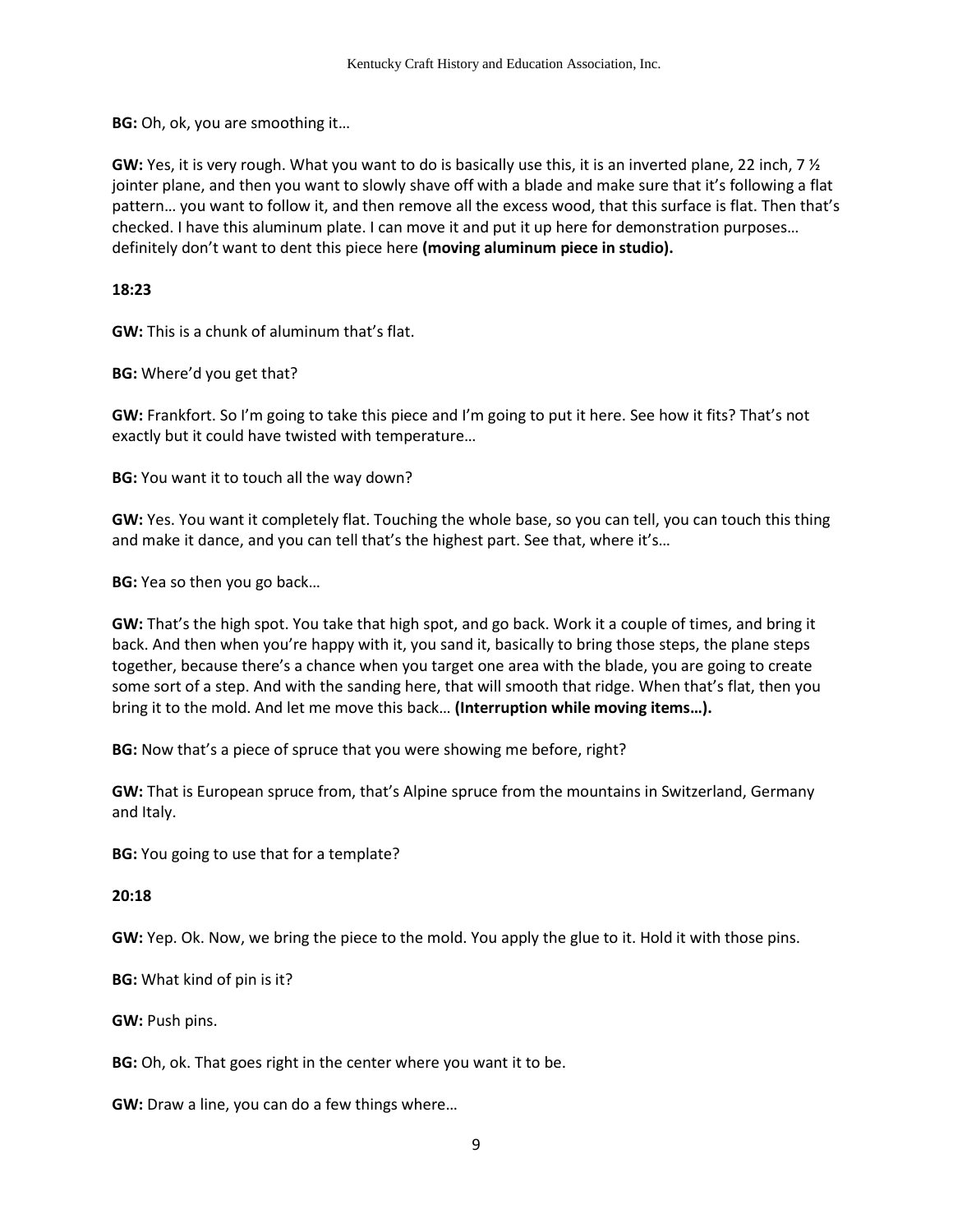**BG:** Oh, ok, you are smoothing it…

**GW:** Yes, it is very rough. What you want to do is basically use this, it is an inverted plane, 22 inch, 7 ½ jointer plane, and then you want to slowly shave off with a blade and make sure that it's following a flat pattern… you want to follow it, and then remove all the excess wood, that this surface is flat. Then that's checked. I have this aluminum plate. I can move it and put it up here for demonstration purposes… definitely don't want to dent this piece here **(moving aluminum piece in studio).**

**18:23**

**GW:** This is a chunk of aluminum that's flat.

**BG:** Where'd you get that?

**GW:** Frankfort. So I'm going to take this piece and I'm going to put it here. See how it fits? That's not exactly but it could have twisted with temperature…

**BG:** You want it to touch all the way down?

**GW:** Yes. You want it completely flat. Touching the whole base, so you can tell, you can touch this thing and make it dance, and you can tell that's the highest part. See that, where it's…

**BG:** Yea so then you go back…

**GW:** That's the high spot. You take that high spot, and go back. Work it a couple of times, and bring it back. And then when you're happy with it, you sand it, basically to bring those steps, the plane steps together, because there's a chance when you target one area with the blade, you are going to create some sort of a step. And with the sanding here, that will smooth that ridge. When that's flat, then you bring it to the mold. And let me move this back… **(Interruption while moving items…).**

**BG:** Now that's a piece of spruce that you were showing me before, right?

**GW:** That is European spruce from, that's Alpine spruce from the mountains in Switzerland, Germany and Italy.

**BG:** You going to use that for a template?

**20:18**

**GW:** Yep. Ok. Now, we bring the piece to the mold. You apply the glue to it. Hold it with those pins.

**BG:** What kind of pin is it?

**GW:** Push pins.

**BG:** Oh, ok. That goes right in the center where you want it to be.

**GW:** Draw a line, you can do a few things where…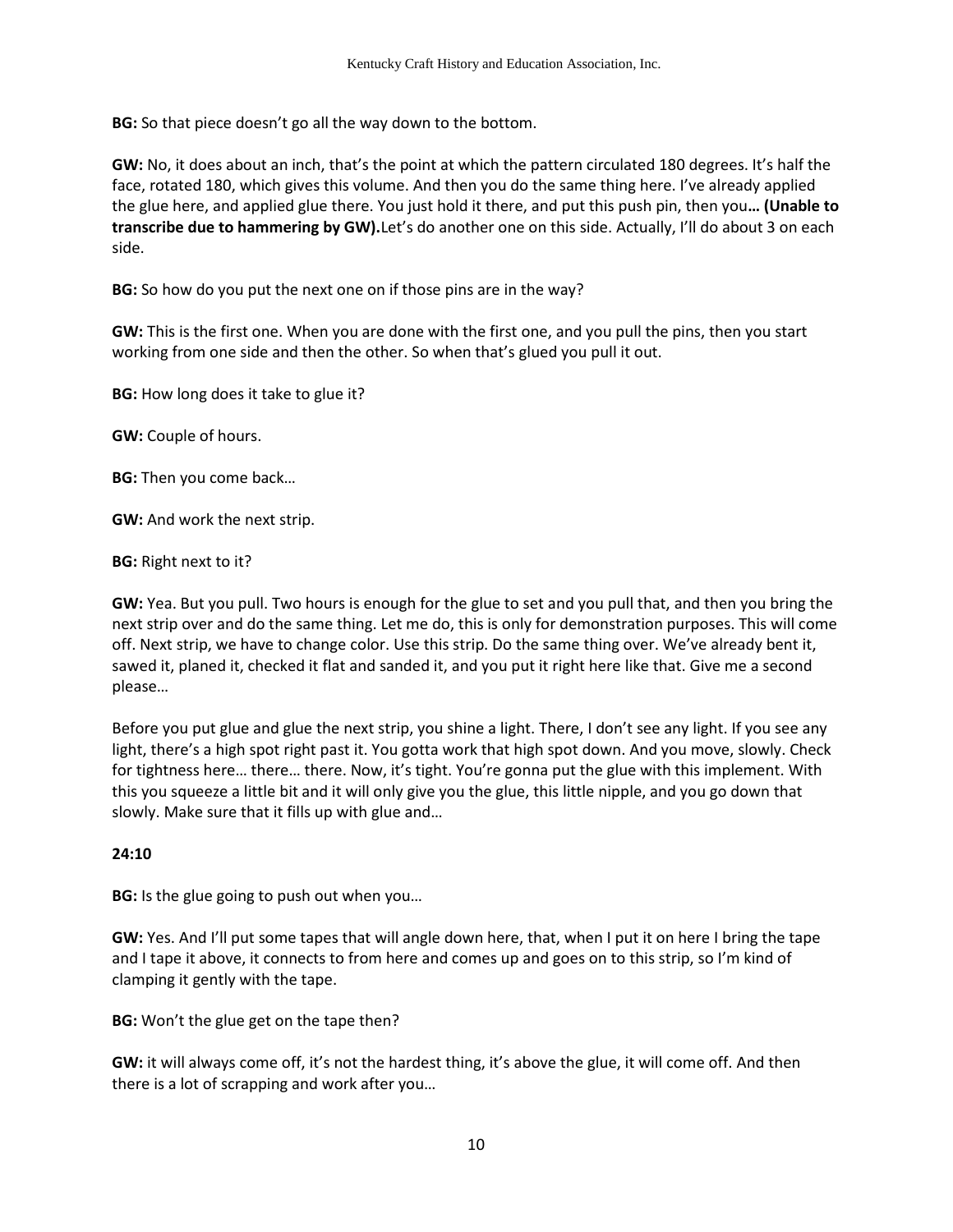**BG:** So that piece doesn't go all the way down to the bottom.

**GW:** No, it does about an inch, that's the point at which the pattern circulated 180 degrees. It's half the face, rotated 180, which gives this volume. And then you do the same thing here. I've already applied the glue here, and applied glue there. You just hold it there, and put this push pin, then you**… (Unable to transcribe due to hammering by GW).**Let's do another one on this side. Actually, I'll do about 3 on each side.

**BG:** So how do you put the next one on if those pins are in the way?

**GW:** This is the first one. When you are done with the first one, and you pull the pins, then you start working from one side and then the other. So when that's glued you pull it out.

**BG:** How long does it take to glue it?

**GW:** Couple of hours.

**BG:** Then you come back…

**GW:** And work the next strip.

**BG:** Right next to it?

**GW:** Yea. But you pull. Two hours is enough for the glue to set and you pull that, and then you bring the next strip over and do the same thing. Let me do, this is only for demonstration purposes. This will come off. Next strip, we have to change color. Use this strip. Do the same thing over. We've already bent it, sawed it, planed it, checked it flat and sanded it, and you put it right here like that. Give me a second please…

Before you put glue and glue the next strip, you shine a light. There, I don't see any light. If you see any light, there's a high spot right past it. You gotta work that high spot down. And you move, slowly. Check for tightness here… there… there. Now, it's tight. You're gonna put the glue with this implement. With this you squeeze a little bit and it will only give you the glue, this little nipple, and you go down that slowly. Make sure that it fills up with glue and…

**24:10**

**BG:** Is the glue going to push out when you…

**GW:** Yes. And I'll put some tapes that will angle down here, that, when I put it on here I bring the tape and I tape it above, it connects to from here and comes up and goes on to this strip, so I'm kind of clamping it gently with the tape.

**BG:** Won't the glue get on the tape then?

**GW:** it will always come off, it's not the hardest thing, it's above the glue, it will come off. And then there is a lot of scrapping and work after you…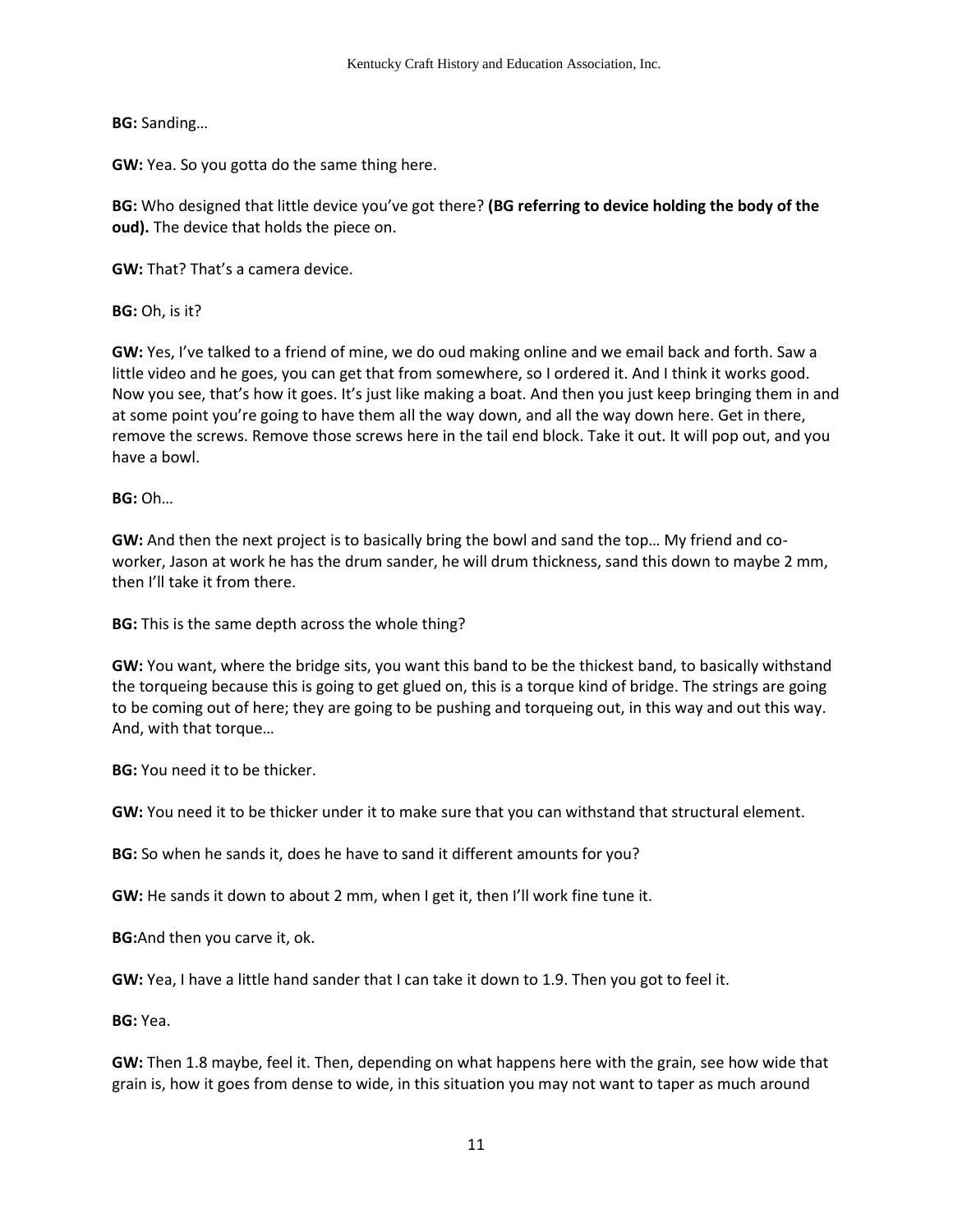**BG:** Sanding…

**GW:** Yea. So you gotta do the same thing here.

**BG:** Who designed that little device you've got there? **(BG referring to device holding the body of the oud).** The device that holds the piece on.

**GW:** That? That's a camera device.

**BG:** Oh, is it?

**GW:** Yes, I've talked to a friend of mine, we do oud making online and we email back and forth. Saw a little video and he goes, you can get that from somewhere, so I ordered it. And I think it works good. Now you see, that's how it goes. It's just like making a boat. And then you just keep bringing them in and at some point you're going to have them all the way down, and all the way down here. Get in there, remove the screws. Remove those screws here in the tail end block. Take it out. It will pop out, and you have a bowl.

**BG:** Oh…

**GW:** And then the next project is to basically bring the bowl and sand the top… My friend and co-worker, Jason at work he has the drum sander, he will drum thickness, sand this down to maybe 2 mm, then I'll take it from there.

**BG:** This is the same depth across the whole thing?

**GW:** You want, where the bridge sits, you want this band to be the thickest band, to basically withstand the torqueing because this is going to get glued on, this is a torque kind of bridge. The strings are going to be coming out of here; they are going to be pushing and torqueing out, in this way and out this way. And, with that torque…

**BG:** You need it to be thicker.

**GW:** You need it to be thicker under it to make sure that you can withstand that structural element.

**BG:** So when he sands it, does he have to sand it different amounts for you?

**GW:** He sands it down to about 2 mm, when I get it, then I'll work fine tune it.

**BG:** And then you carve it, ok.

**GW:** Yea, I have a little hand sander that I can take it down to 1.9. Then you got to feel it.

**BG:** Yea.

**GW:** Then 1.8 maybe, feel it. Then, depending on what happens here with the grain, see how wide that grain is, how it goes from dense to wide, in this situation you may not want to taper as much around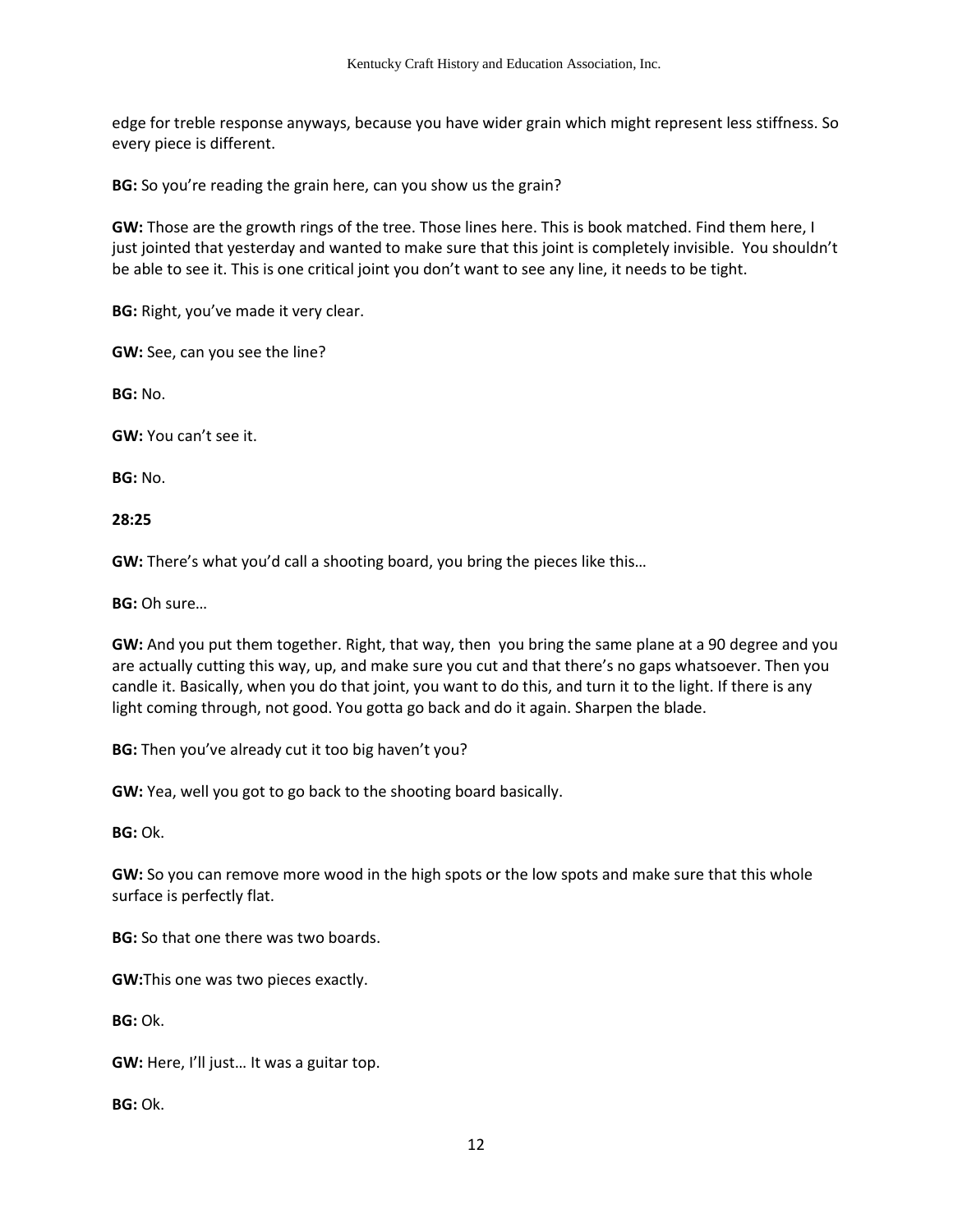edge for treble response anyways, because you have wider grain which might represent less stiffness. So every piece is different.

**BG:** So you're reading the grain here, can you show us the grain?

**GW:** Those are the growth rings of the tree. Those lines here. This is book matched. Find them here, I just jointed that yesterday and wanted to make sure that this joint is completely invisible. You shouldn't be able to see it. This is one critical joint you don't want to see any line, it needs to be tight.

**BG:** Right, you've made it very clear.

**GW:** See, can you see the line?

**BG:** No.

**GW:** You can't see it.

**BG:** No.

**28:25**

**GW:** There's what you'd call a shooting board, you bring the pieces like this…

**BG:** Oh sure…

**GW:** And you put them together. Right, that way, then you bring the same plane at a 90 degree and you are actually cutting this way, up, and make sure you cut and that there's no gaps whatsoever. Then you candle it. Basically, when you do that joint, you want to do this, and turn it to the light. If there is any light coming through, not good. You gotta go back and do it again. Sharpen the blade.

**BG:** Then you've already cut it too big haven't you?

**GW:** Yea, well you got to go back to the shooting board basically.

**BG:** Ok.

**GW:** So you can remove more wood in the high spots or the low spots and make sure that this whole surface is perfectly flat.

**BG:** So that one there was two boards.

**GW:** This one was two pieces exactly.

**BG:** Ok.

**GW:** Here, I'll just… It was a guitar top.

**BG:** Ok.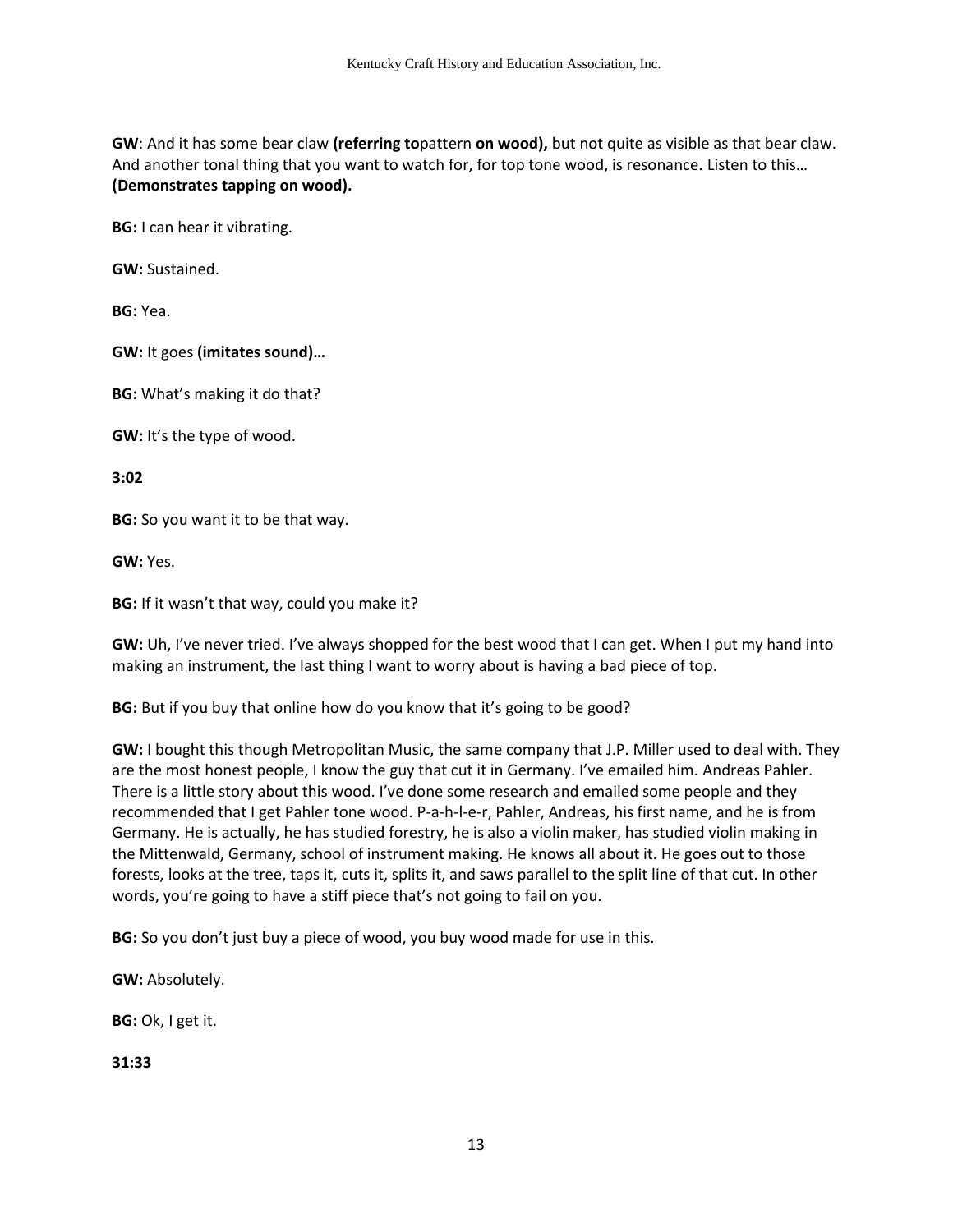**GW**: And it has some bear claw **(referring to**pattern **on wood),** but not quite as visible as that bear claw. And another tonal thing that you want to watch for, for top tone wood, is resonance. Listen to this… **(Demonstrates tapping on wood).**

**BG:** I can hear it vibrating.

**GW:** Sustained.

**BG:** Yea.

**GW:** It goes **(imitates sound)…**

**BG:** What's making it do that?

**GW:** It's the type of wood.

**3:02**

**BG:** So you want it to be that way.

**GW:** Yes.

**BG:** If it wasn't that way, could you make it?

**GW:** Uh, I've never tried. I've always shopped for the best wood that I can get. When I put my hand into making an instrument, the last thing I want to worry about is having a bad piece of top.

**BG:** But if you buy that online how do you know that it's going to be good?

**GW:** I bought this though Metropolitan Music, the same company that J.P. Miller used to deal with. They are the most honest people, I know the guy that cut it in Germany. I've emailed him. Andreas Pahler. There is a little story about this wood. I've done some research and emailed some people and they recommended that I get Pahler tone wood. P-a-h-l-e-r, Pahler, Andreas, his first name, and he is from Germany. He is actually, he has studied forestry, he is also a violin maker, has studied violin making in the Mittenwald, Germany, school of instrument making. He knows all about it. He goes out to those forests, looks at the tree, taps it, cuts it, splits it, and saws parallel to the split line of that cut. In other words, you're going to have a stiff piece that's not going to fail on you.

**BG:** So you don't just buy a piece of wood, you buy wood made for use in this.

**GW:** Absolutely.

**BG:** Ok, I get it.

**31:33**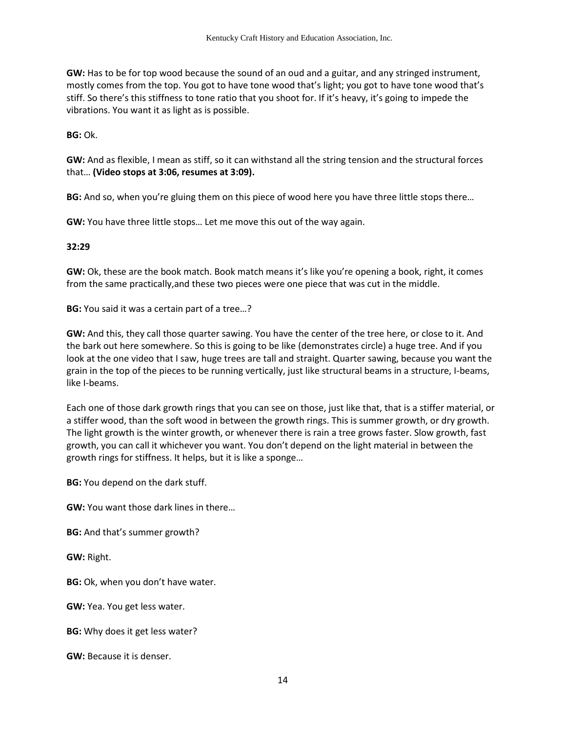**GW:** Has to be for top wood because the sound of an oud and a guitar, and any stringed instrument, mostly comes from the top. You got to have tone wood that's light; you got to have tone wood that's stiff. So there's this stiffness to tone ratio that you shoot for. If it's heavy, it's going to impede the vibrations. You want it as light as is possible.

**BG:** Ok.

**GW:** And as flexible, I mean as stiff, so it can withstand all the string tension and the structural forces that… **(Video stops at 3:06, resumes at 3:09).**

**BG:** And so, when you're gluing them on this piece of wood here you have three little stops there…

**GW:** You have three little stops… Let me move this out of the way again.

**32:29**

**GW:** Ok, these are the book match. Book match means it's like you're opening a book, right, it comes from the same practically,and these two pieces were one piece that was cut in the middle.

**BG:** You said it was a certain part of a tree…?

**GW:** And this, they call those quarter sawing. You have the center of the tree here, or close to it. And the bark out here somewhere. So this is going to be like (demonstrates circle) a huge tree. And if you look at the one video that I saw, huge trees are tall and straight. Quarter sawing, because you want the grain in the top of the pieces to be running vertically, just like structural beams in a structure, I-beams, like I-beams.

Each one of those dark growth rings that you can see on those, just like that, that is a stiffer material, or a stiffer wood, than the soft wood in between the growth rings. This is summer growth, or dry growth. The light growth is the winter growth, or whenever there is rain a tree grows faster. Slow growth, fast growth, you can call it whichever you want. You don't depend on the light material in between the growth rings for stiffness. It helps, but it is like a sponge…

**BG:** You depend on the dark stuff.

**GW:** You want those dark lines in there…

**BG:** And that's summer growth?

**GW:** Right.

**BG:** Ok, when you don't have water.

**GW:** Yea. You get less water.

**BG:** Why does it get less water?

**GW:** Because it is denser.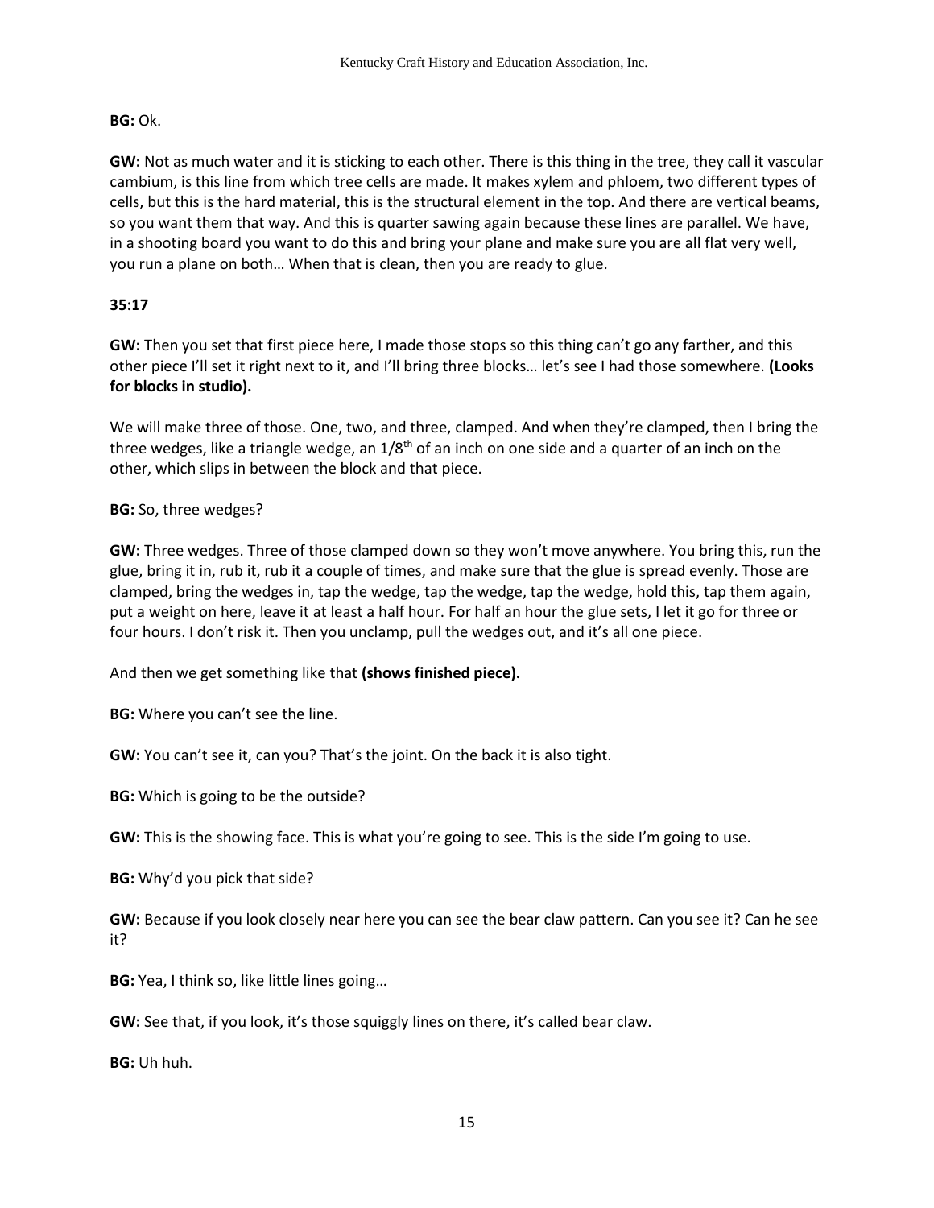**BG:** Ok.

**GW:** Not as much water and it is sticking to each other. There is this thing in the tree, they call it vascular cambium, is this line from which tree cells are made. It makes xylem and phloem, two different types of cells, but this is the hard material, this is the structural element in the top. And there are vertical beams, so you want them that way. And this is quarter sawing again because these lines are parallel. We have, in a shooting board you want to do this and bring your plane and make sure you are all flat very well, you run a plane on both… When that is clean, then you are ready to glue.

**35:17**

**GW:** Then you set that first piece here, I made those stops so this thing can't go any farther, and this other piece I'll set it right next to it, and I'll bring three blocks… let's see I had those somewhere. **(Looks for blocks in studio).**

We will make three of those. One, two, and three, clamped. And when they're clamped, then I bring the three wedges, like a triangle wedge, an 1/8th of an inch on one side and a quarter of an inch on the other, which slips in between the block and that piece.

**BG:** So, three wedges?

**GW:** Three wedges. Three of those clamped down so they won't move anywhere. You bring this, run the glue, bring it in, rub it, rub it a couple of times, and make sure that the glue is spread evenly. Those are clamped, bring the wedges in, tap the wedge, tap the wedge, tap the wedge, hold this, tap them again, put a weight on here, leave it at least a half hour. For half an hour the glue sets, I let it go for three or four hours. I don't risk it. Then you unclamp, pull the wedges out, and it's all one piece.

And then we get something like that **(shows finished piece).**

**BG:** Where you can't see the line.

**GW:** You can't see it, can you? That's the joint. On the back it is also tight.

**BG:** Which is going to be the outside?

**GW:** This is the showing face. This is what you're going to see. This is the side I'm going to use.

**BG:** Why'd you pick that side?

**GW:** Because if you look closely near here you can see the bear claw pattern. Can you see it? Can he see it?

**BG:** Yea, I think so, like little lines going…

**GW:** See that, if you look, it's those squiggly lines on there, it's called bear claw.

**BG:** Uh huh.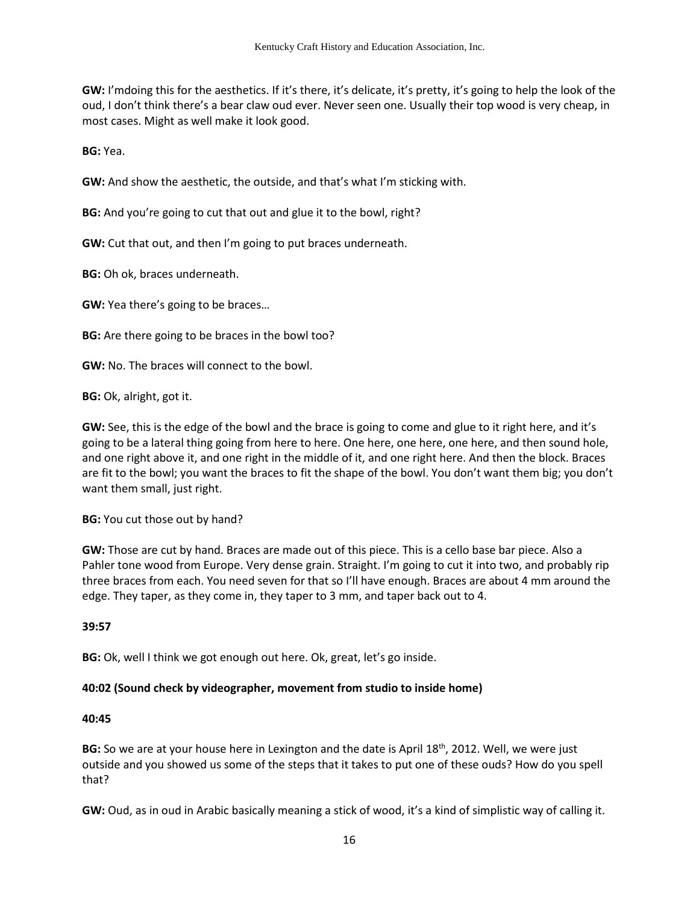**GW:** I'mdoing this for the aesthetics. If it's there, it's delicate, it's pretty, it's going to help the look of the oud, I don't think there's a bear claw oud ever. Never seen one. Usually their top wood is very cheap, in most cases. Might as well make it look good.

**BG:** Yea.

**GW:** And show the aesthetic, the outside, and that's what I'm sticking with.

**BG:** And you're going to cut that out and glue it to the bowl, right?

**GW:** Cut that out, and then I'm going to put braces underneath.

**BG:** Oh ok, braces underneath.

**GW:** Yea there's going to be braces…

**BG:** Are there going to be braces in the bowl too?

**GW:** No. The braces will connect to the bowl.

**BG:** Ok, alright, got it.

**GW:** See, this is the edge of the bowl and the brace is going to come and glue to it right here, and it's going to be a lateral thing going from here to here. One here, one here, one here, and then sound hole, and one right above it, and one right in the middle of it, and one right here. And then the block. Braces are fit to the bowl; you want the braces to fit the shape of the bowl. You don't want them big; you don't want them small, just right.

**BG:** You cut those out by hand?

**GW:** Those are cut by hand. Braces are made out of this piece. This is a cello base bar piece. Also a Pahler tone wood from Europe. Very dense grain. Straight. I'm going to cut it into two, and probably rip three braces from each. You need seven for that so I'll have enough. Braces are about 4 mm around the edge. They taper, as they come in, they taper to 3 mm, and taper back out to 4.

**39:57**

**BG:** Ok, well I think we got enough out here. Ok, great, let's go inside.

**40:02 (Sound check by videographer, movement from studio to inside home)**

**40:45**

**BG:** So we are at your house here in Lexington and the date is April 18th, 2012. Well, we were just outside and you showed us some of the steps that it takes to put one of these ouds? How do you spell that?

**GW:** Oud, as in oud in Arabic basically meaning a stick of wood, it's a kind of simplistic way of calling it.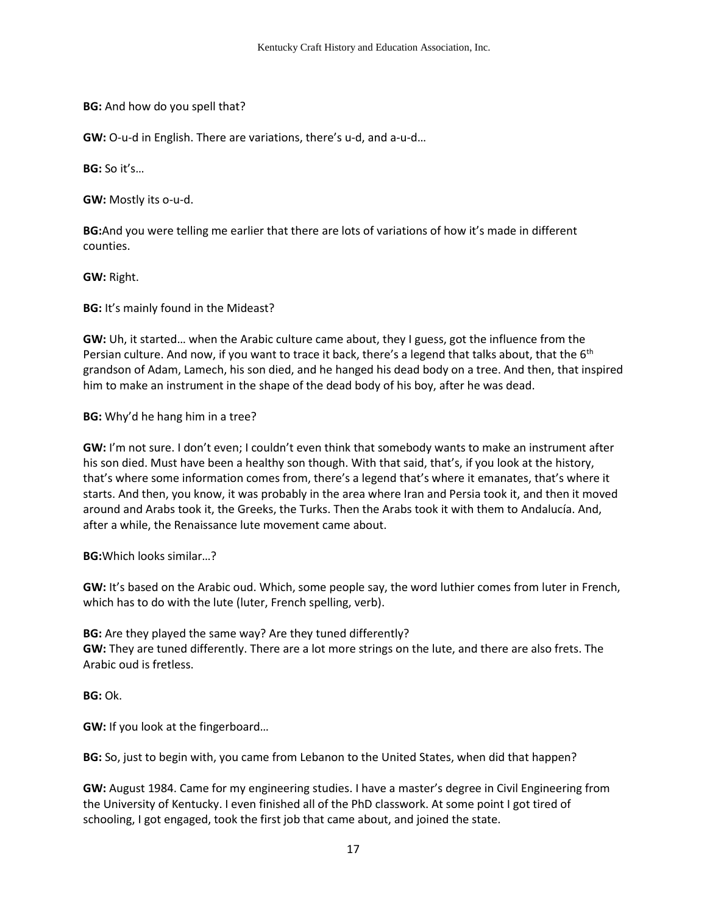**BG:** And how do you spell that?

**GW:** O-u-d in English. There are variations, there's u-d, and a-u-d…

**BG:** So it's…

**GW:** Mostly its o-u-d.

**BG:**And you were telling me earlier that there are lots of variations of how it's made in different counties.

**GW:** Right.

**BG:** It's mainly found in the Mideast?

**GW:** Uh, it started… when the Arabic culture came about, they I guess, got the influence from the Persian culture. And now, if you want to trace it back, there's a legend that talks about, that the 6th grandson of Adam, Lamech, his son died, and he hanged his dead body on a tree. And then, that inspired him to make an instrument in the shape of the dead body of his boy, after he was dead.

**BG:** Why'd he hang him in a tree?

**GW:** I'm not sure. I don't even; I couldn't even think that somebody wants to make an instrument after his son died. Must have been a healthy son though. With that said, that's, if you look at the history, that's where some information comes from, there's a legend that's where it emanates, that's where it starts. And then, you know, it was probably in the area where Iran and Persia took it, and then it moved around and Arabs took it, the Greeks, the Turks. Then the Arabs took it with them to Andalucía. And, after a while, the Renaissance lute movement came about.

**BG:**Which looks similar…?

**GW:** It's based on the Arabic oud. Which, some people say, the word luthier comes from luter in French, which has to do with the lute (luter, French spelling, verb).

**BG:** Are they played the same way? Are they tuned differently?
**GW:** They are tuned differently. There are a lot more strings on the lute, and there are also frets. The Arabic oud is fretless.

**BG:** Ok.

**GW:** If you look at the fingerboard…

**BG:** So, just to begin with, you came from Lebanon to the United States, when did that happen?

**GW:** August 1984. Came for my engineering studies. I have a master's degree in Civil Engineering from the University of Kentucky. I even finished all of the PhD classwork. At some point I got tired of schooling, I got engaged, took the first job that came about, and joined the state.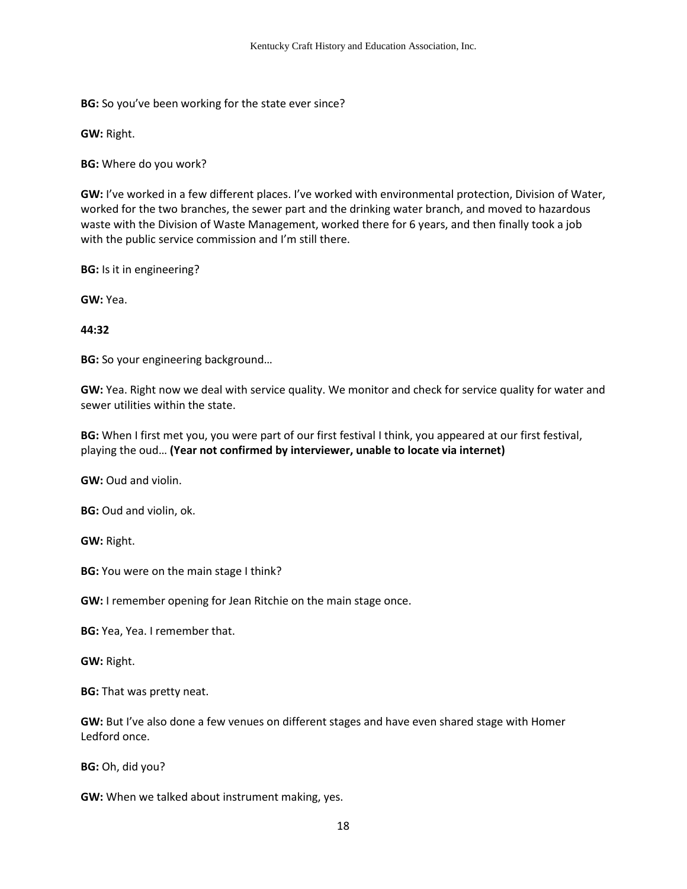**BG:** So you've been working for the state ever since?

**GW:** Right.

**BG:** Where do you work?

**GW:** I've worked in a few different places. I've worked with environmental protection, Division of Water, worked for the two branches, the sewer part and the drinking water branch, and moved to hazardous waste with the Division of Waste Management, worked there for 6 years, and then finally took a job with the public service commission and I'm still there.

**BG:** Is it in engineering?

**GW:** Yea.

**44:32**

**BG:** So your engineering background…

**GW:** Yea. Right now we deal with service quality. We monitor and check for service quality for water and sewer utilities within the state.

**BG:** When I first met you, you were part of our first festival I think, you appeared at our first festival, playing the oud… **(Year not confirmed by interviewer, unable to locate via internet)**

**GW:** Oud and violin.

**BG:** Oud and violin, ok.

**GW:** Right.

**BG:** You were on the main stage I think?

**GW:** I remember opening for Jean Ritchie on the main stage once.

**BG:** Yea, Yea. I remember that.

**GW:** Right.

**BG:** That was pretty neat.

**GW:** But I've also done a few venues on different stages and have even shared stage with Homer Ledford once.

**BG:** Oh, did you?

**GW:** When we talked about instrument making, yes.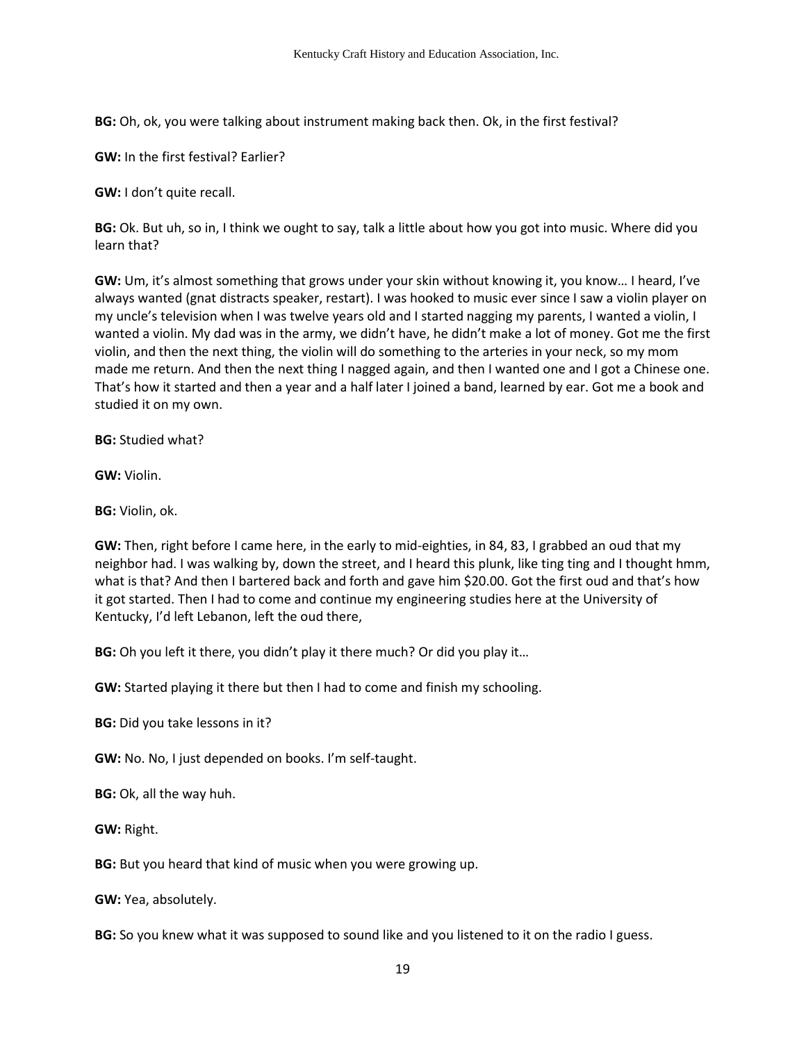**BG:** Oh, ok, you were talking about instrument making back then. Ok, in the first festival?

**GW:** In the first festival? Earlier?

**GW:** I don't quite recall.

**BG:** Ok. But uh, so in, I think we ought to say, talk a little about how you got into music. Where did you learn that?

**GW:** Um, it's almost something that grows under your skin without knowing it, you know… I heard, I've always wanted (gnat distracts speaker, restart). I was hooked to music ever since I saw a violin player on my uncle's television when I was twelve years old and I started nagging my parents, I wanted a violin, I wanted a violin. My dad was in the army, we didn't have, he didn't make a lot of money. Got me the first violin, and then the next thing, the violin will do something to the arteries in your neck, so my mom made me return. And then the next thing I nagged again, and then I wanted one and I got a Chinese one. That's how it started and then a year and a half later I joined a band, learned by ear. Got me a book and studied it on my own.

**BG:** Studied what?

**GW:** Violin.

**BG:** Violin, ok.

**GW:** Then, right before I came here, in the early to mid-eighties, in 84, 83, I grabbed an oud that my neighbor had. I was walking by, down the street, and I heard this plunk, like ting ting and I thought hmm, what is that? And then I bartered back and forth and gave him $20.00. Got the first oud and that's how it got started. Then I had to come and continue my engineering studies here at the University of Kentucky, I'd left Lebanon, left the oud there,

**BG:** Oh you left it there, you didn't play it there much? Or did you play it…

**GW:** Started playing it there but then I had to come and finish my schooling.

**BG:** Did you take lessons in it?

**GW:** No. No, I just depended on books. I'm self-taught.

**BG:** Ok, all the way huh.

**GW:** Right.

**BG:** But you heard that kind of music when you were growing up.

**GW:** Yea, absolutely.

**BG:** So you knew what it was supposed to sound like and you listened to it on the radio I guess.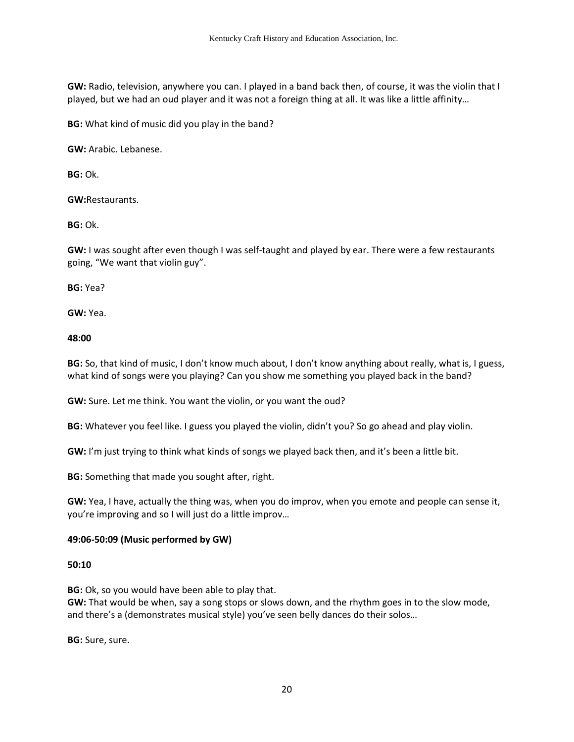**GW:** Radio, television, anywhere you can. I played in a band back then, of course, it was the violin that I played, but we had an oud player and it was not a foreign thing at all. It was like a little affinity…

**BG:** What kind of music did you play in the band?

**GW:** Arabic. Lebanese.

**BG:** Ok.

**GW:**Restaurants.

**BG:** Ok.

**GW:** I was sought after even though I was self-taught and played by ear. There were a few restaurants going, "We want that violin guy".

**BG:** Yea?

**GW:** Yea.

**48:00**

**BG:** So, that kind of music, I don't know much about, I don't know anything about really, what is, I guess, what kind of songs were you playing? Can you show me something you played back in the band?

**GW:** Sure. Let me think. You want the violin, or you want the oud?

**BG:** Whatever you feel like. I guess you played the violin, didn't you? So go ahead and play violin.

**GW:** I'm just trying to think what kinds of songs we played back then, and it's been a little bit.

**BG:** Something that made you sought after, right.

**GW:** Yea, I have, actually the thing was, when you do improv, when you emote and people can sense it, you're improving and so I will just do a little improv…

**49:06-50:09 (Music performed by GW)**

**50:10**

**BG:** Ok, so you would have been able to play that.
**GW:** That would be when, say a song stops or slows down, and the rhythm goes in to the slow mode, and there's a (demonstrates musical style) you've seen belly dances do their solos…

**BG:** Sure, sure.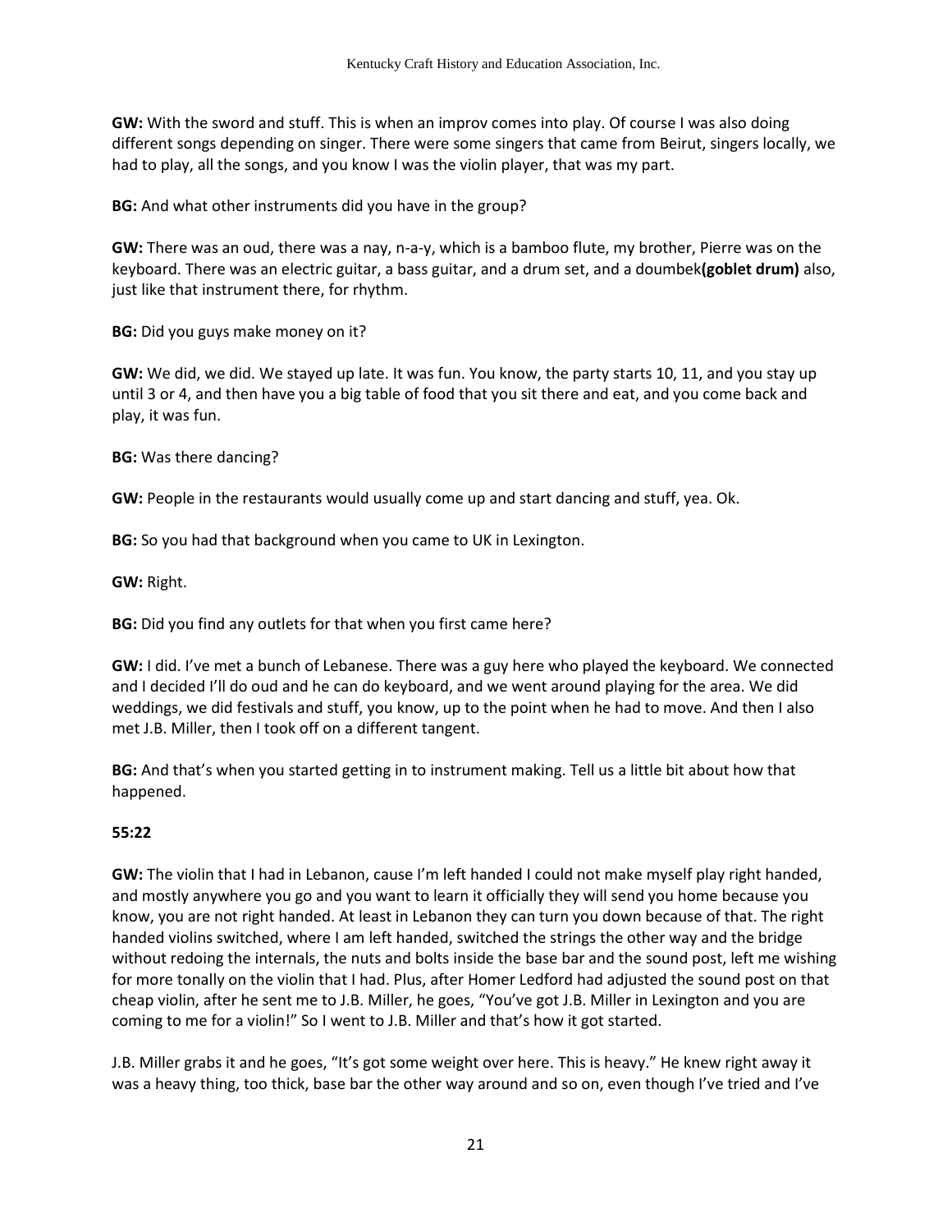**GW:** With the sword and stuff. This is when an improv comes into play. Of course I was also doing different songs depending on singer. There were some singers that came from Beirut, singers locally, we had to play, all the songs, and you know I was the violin player, that was my part.

**BG:** And what other instruments did you have in the group?

**GW:** There was an oud, there was a nay, n-a-y, which is a bamboo flute, my brother, Pierre was on the keyboard. There was an electric guitar, a bass guitar, and a drum set, and a doumbek**(goblet drum)** also, just like that instrument there, for rhythm.

**BG:** Did you guys make money on it?

**GW:** We did, we did. We stayed up late. It was fun. You know, the party starts 10, 11, and you stay up until 3 or 4, and then have you a big table of food that you sit there and eat, and you come back and play, it was fun.

**BG:** Was there dancing?

**GW:** People in the restaurants would usually come up and start dancing and stuff, yea. Ok.

**BG:** So you had that background when you came to UK in Lexington.

**GW:** Right.

**BG:** Did you find any outlets for that when you first came here?

**GW:** I did. I've met a bunch of Lebanese. There was a guy here who played the keyboard. We connected and I decided I'll do oud and he can do keyboard, and we went around playing for the area. We did weddings, we did festivals and stuff, you know, up to the point when he had to move. And then I also met J.B. Miller, then I took off on a different tangent.

**BG:** And that's when you started getting in to instrument making. Tell us a little bit about how that happened.

**55:22**

**GW:** The violin that I had in Lebanon, cause I'm left handed I could not make myself play right handed, and mostly anywhere you go and you want to learn it officially they will send you home because you know, you are not right handed. At least in Lebanon they can turn you down because of that. The right handed violins switched, where I am left handed, switched the strings the other way and the bridge without redoing the internals, the nuts and bolts inside the base bar and the sound post, left me wishing for more tonally on the violin that I had. Plus, after Homer Ledford had adjusted the sound post on that cheap violin, after he sent me to J.B. Miller, he goes, "You've got J.B. Miller in Lexington and you are coming to me for a violin!" So I went to J.B. Miller and that's how it got started.

J.B. Miller grabs it and he goes, "It's got some weight over here. This is heavy." He knew right away it was a heavy thing, too thick, base bar the other way around and so on, even though I've tried and I've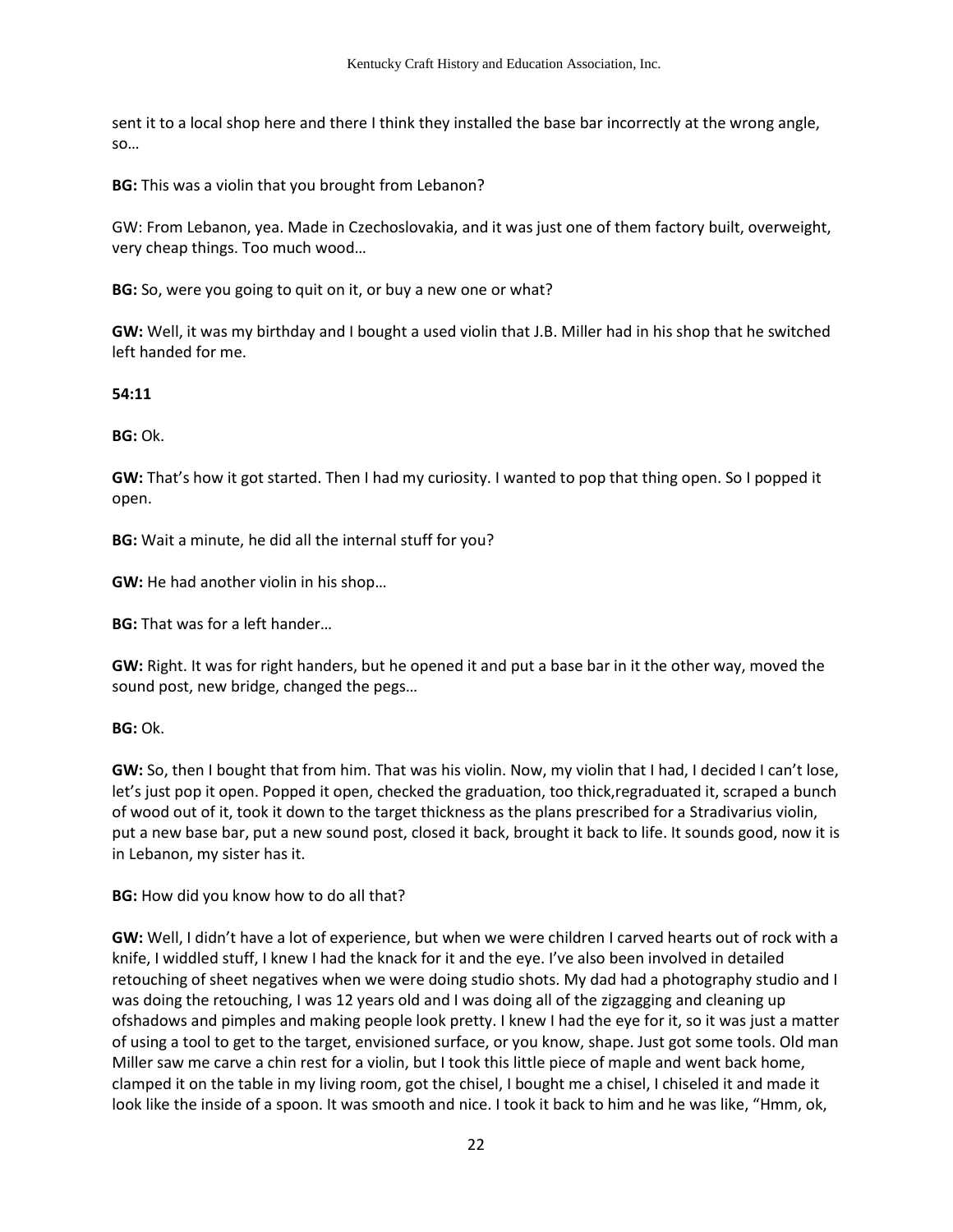sent it to a local shop here and there I think they installed the base bar incorrectly at the wrong angle, so…

**BG:** This was a violin that you brought from Lebanon?

GW: From Lebanon, yea. Made in Czechoslovakia, and it was just one of them factory built, overweight, very cheap things. Too much wood…

**BG:** So, were you going to quit on it, or buy a new one or what?

**GW:** Well, it was my birthday and I bought a used violin that J.B. Miller had in his shop that he switched left handed for me.

**54:11**

**BG:** Ok.

**GW:** That's how it got started. Then I had my curiosity. I wanted to pop that thing open. So I popped it open.

**BG:** Wait a minute, he did all the internal stuff for you?

**GW:** He had another violin in his shop…

**BG:** That was for a left hander…

**GW:** Right. It was for right handers, but he opened it and put a base bar in it the other way, moved the sound post, new bridge, changed the pegs…

**BG:** Ok.

**GW:** So, then I bought that from him. That was his violin. Now, my violin that I had, I decided I can't lose, let's just pop it open. Popped it open, checked the graduation, too thick,regraduated it, scraped a bunch of wood out of it, took it down to the target thickness as the plans prescribed for a Stradivarius violin, put a new base bar, put a new sound post, closed it back, brought it back to life. It sounds good, now it is in Lebanon, my sister has it.

**BG:** How did you know how to do all that?

**GW:** Well, I didn't have a lot of experience, but when we were children I carved hearts out of rock with a knife, I widdled stuff, I knew I had the knack for it and the eye. I've also been involved in detailed retouching of sheet negatives when we were doing studio shots. My dad had a photography studio and I was doing the retouching, I was 12 years old and I was doing all of the zigzagging and cleaning up ofshadows and pimples and making people look pretty. I knew I had the eye for it, so it was just a matter of using a tool to get to the target, envisioned surface, or you know, shape. Just got some tools. Old man Miller saw me carve a chin rest for a violin, but I took this little piece of maple and went back home, clamped it on the table in my living room, got the chisel, I bought me a chisel, I chiseled it and made it look like the inside of a spoon. It was smooth and nice. I took it back to him and he was like, "Hmm, ok,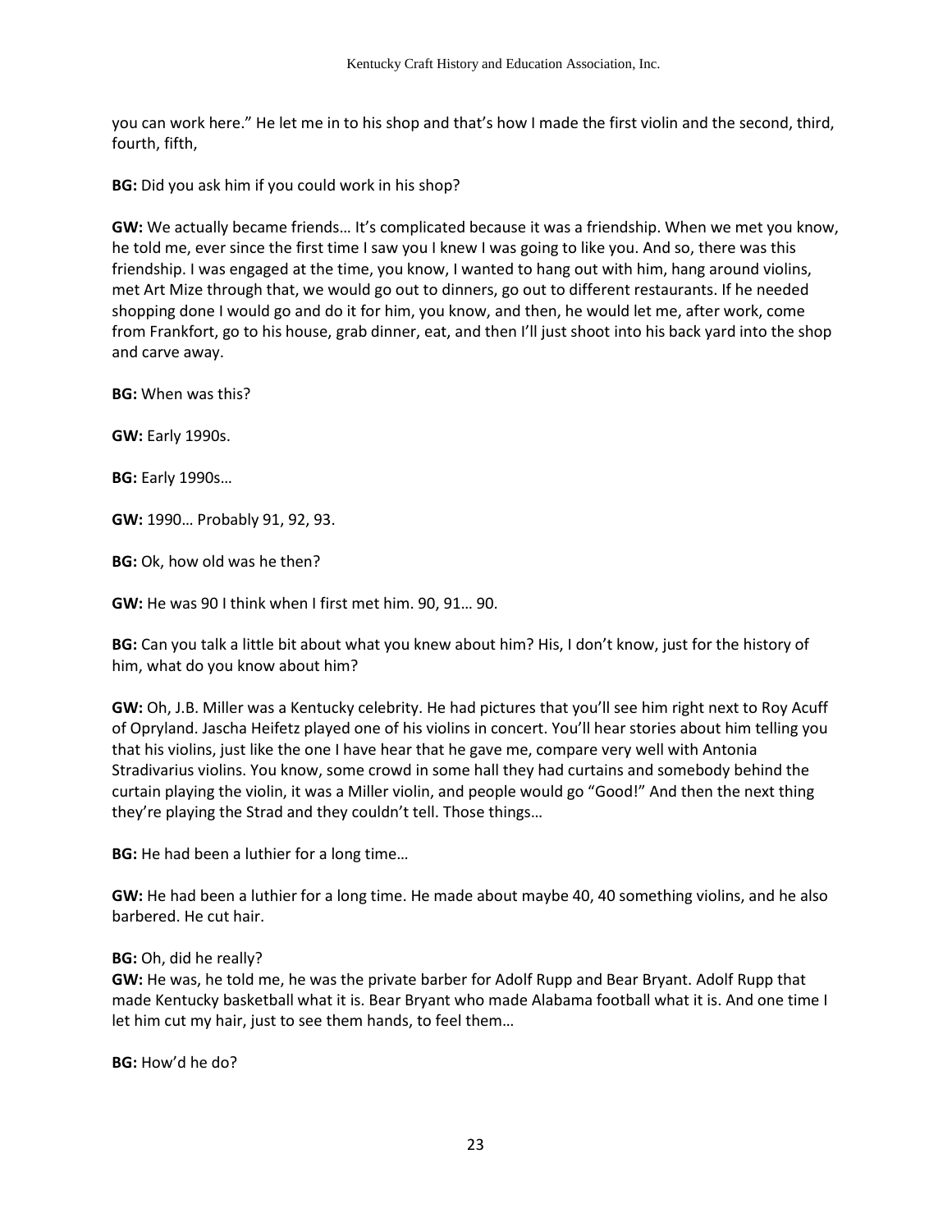you can work here." He let me in to his shop and that's how I made the first violin and the second, third, fourth, fifth,

**BG:** Did you ask him if you could work in his shop?

**GW:** We actually became friends… It's complicated because it was a friendship. When we met you know, he told me, ever since the first time I saw you I knew I was going to like you. And so, there was this friendship. I was engaged at the time, you know, I wanted to hang out with him, hang around violins, met Art Mize through that, we would go out to dinners, go out to different restaurants. If he needed shopping done I would go and do it for him, you know, and then, he would let me, after work, come from Frankfort, go to his house, grab dinner, eat, and then I'll just shoot into his back yard into the shop and carve away.

**BG:** When was this?

**GW:** Early 1990s.

**BG:** Early 1990s…

**GW:** 1990… Probably 91, 92, 93.

**BG:** Ok, how old was he then?

**GW:** He was 90 I think when I first met him. 90, 91… 90.

**BG:** Can you talk a little bit about what you knew about him? His, I don't know, just for the history of him, what do you know about him?

**GW:** Oh, J.B. Miller was a Kentucky celebrity. He had pictures that you'll see him right next to Roy Acuff of Opryland. Jascha Heifetz played one of his violins in concert. You'll hear stories about him telling you that his violins, just like the one I have hear that he gave me, compare very well with Antonia Stradivarius violins. You know, some crowd in some hall they had curtains and somebody behind the curtain playing the violin, it was a Miller violin, and people would go "Good!" And then the next thing they're playing the Strad and they couldn't tell. Those things…

**BG:** He had been a luthier for a long time…

**GW:** He had been a luthier for a long time. He made about maybe 40, 40 something violins, and he also barbered. He cut hair.

**BG:** Oh, did he really?

**GW:** He was, he told me, he was the private barber for Adolf Rupp and Bear Bryant. Adolf Rupp that made Kentucky basketball what it is. Bear Bryant who made Alabama football what it is. And one time I let him cut my hair, just to see them hands, to feel them…

**BG:** How'd he do?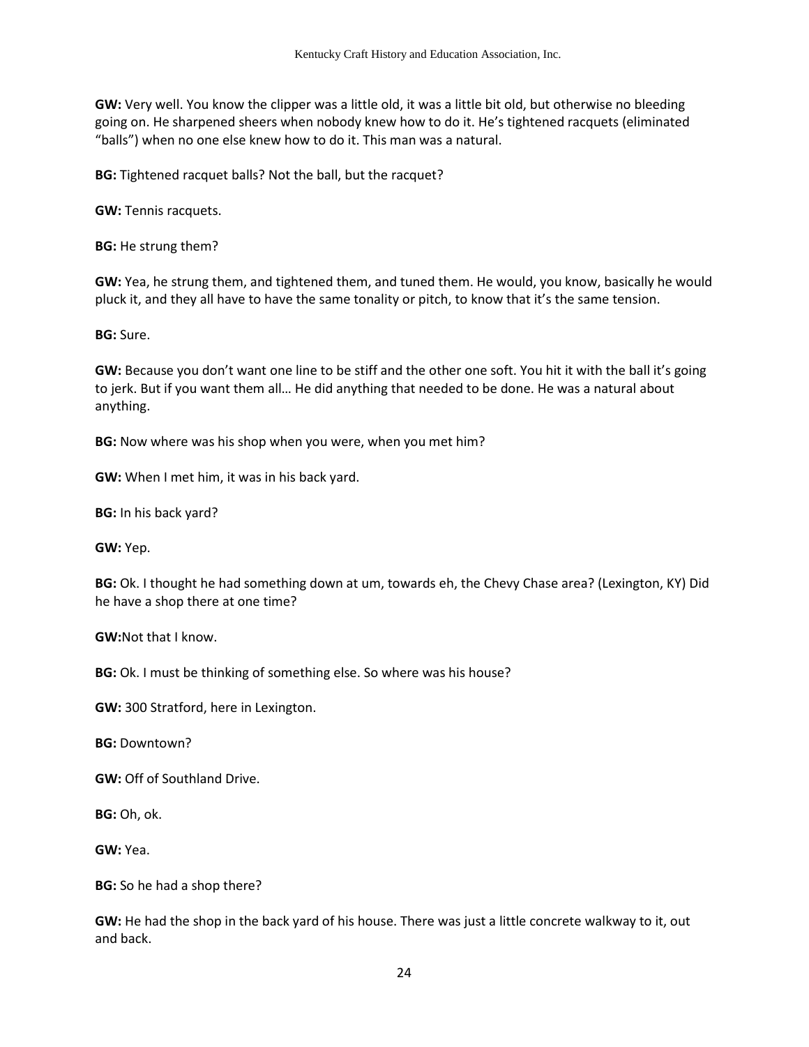**GW:** Very well. You know the clipper was a little old, it was a little bit old, but otherwise no bleeding going on. He sharpened sheers when nobody knew how to do it. He's tightened racquets (eliminated "balls") when no one else knew how to do it. This man was a natural.

**BG:** Tightened racquet balls? Not the ball, but the racquet?

**GW:** Tennis racquets.

**BG:** He strung them?

**GW:** Yea, he strung them, and tightened them, and tuned them. He would, you know, basically he would pluck it, and they all have to have the same tonality or pitch, to know that it's the same tension.

**BG:** Sure.

**GW:** Because you don't want one line to be stiff and the other one soft. You hit it with the ball it's going to jerk. But if you want them all… He did anything that needed to be done. He was a natural about anything.

**BG:** Now where was his shop when you were, when you met him?

**GW:** When I met him, it was in his back yard.

**BG:** In his back yard?

**GW:** Yep.

**BG:** Ok. I thought he had something down at um, towards eh, the Chevy Chase area? (Lexington, KY) Did he have a shop there at one time?

**GW:**Not that I know.

**BG:** Ok. I must be thinking of something else. So where was his house?

**GW:** 300 Stratford, here in Lexington.

**BG:** Downtown?

**GW:** Off of Southland Drive.

**BG:** Oh, ok.

**GW:** Yea.

**BG:** So he had a shop there?

**GW:** He had the shop in the back yard of his house. There was just a little concrete walkway to it, out and back.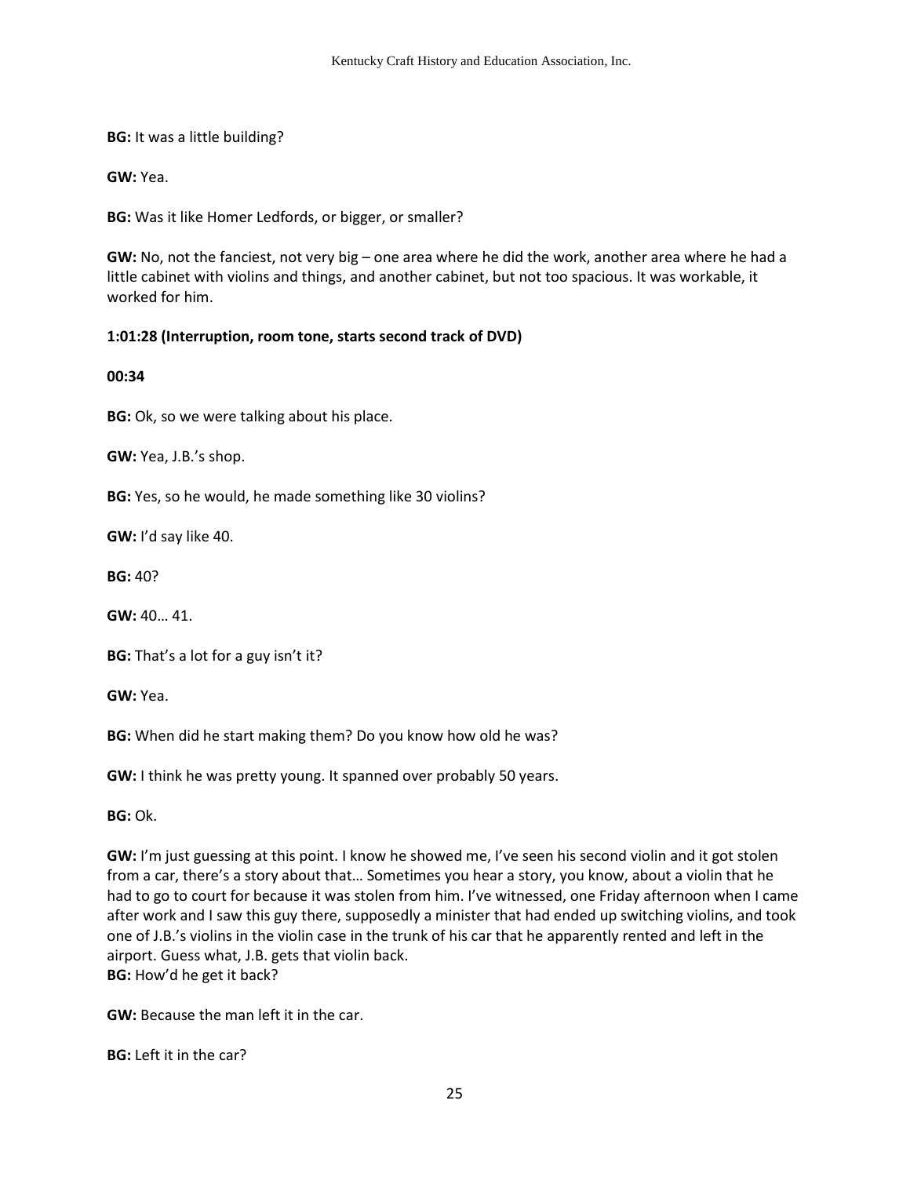**BG:** It was a little building?

**GW:** Yea.

**BG:** Was it like Homer Ledfords, or bigger, or smaller?

**GW:** No, not the fanciest, not very big – one area where he did the work, another area where he had a little cabinet with violins and things, and another cabinet, but not too spacious. It was workable, it worked for him.

**1:01:28 (Interruption, room tone, starts second track of DVD)**

**00:34**

**BG:** Ok, so we were talking about his place.

**GW:** Yea, J.B.'s shop.

**BG:** Yes, so he would, he made something like 30 violins?

**GW:** I'd say like 40.

**BG:** 40?

**GW:** 40… 41.

**BG:** That's a lot for a guy isn't it?

**GW:** Yea.

**BG:** When did he start making them? Do you know how old he was?

**GW:** I think he was pretty young. It spanned over probably 50 years.

**BG:** Ok.

**GW:** I'm just guessing at this point. I know he showed me, I've seen his second violin and it got stolen from a car, there's a story about that… Sometimes you hear a story, you know, about a violin that he had to go to court for because it was stolen from him. I've witnessed, one Friday afternoon when I came after work and I saw this guy there, supposedly a minister that had ended up switching violins, and took one of J.B.'s violins in the violin case in the trunk of his car that he apparently rented and left in the airport. Guess what, J.B. gets that violin back.

**BG:** How'd he get it back?

**GW:** Because the man left it in the car.

**BG:** Left it in the car?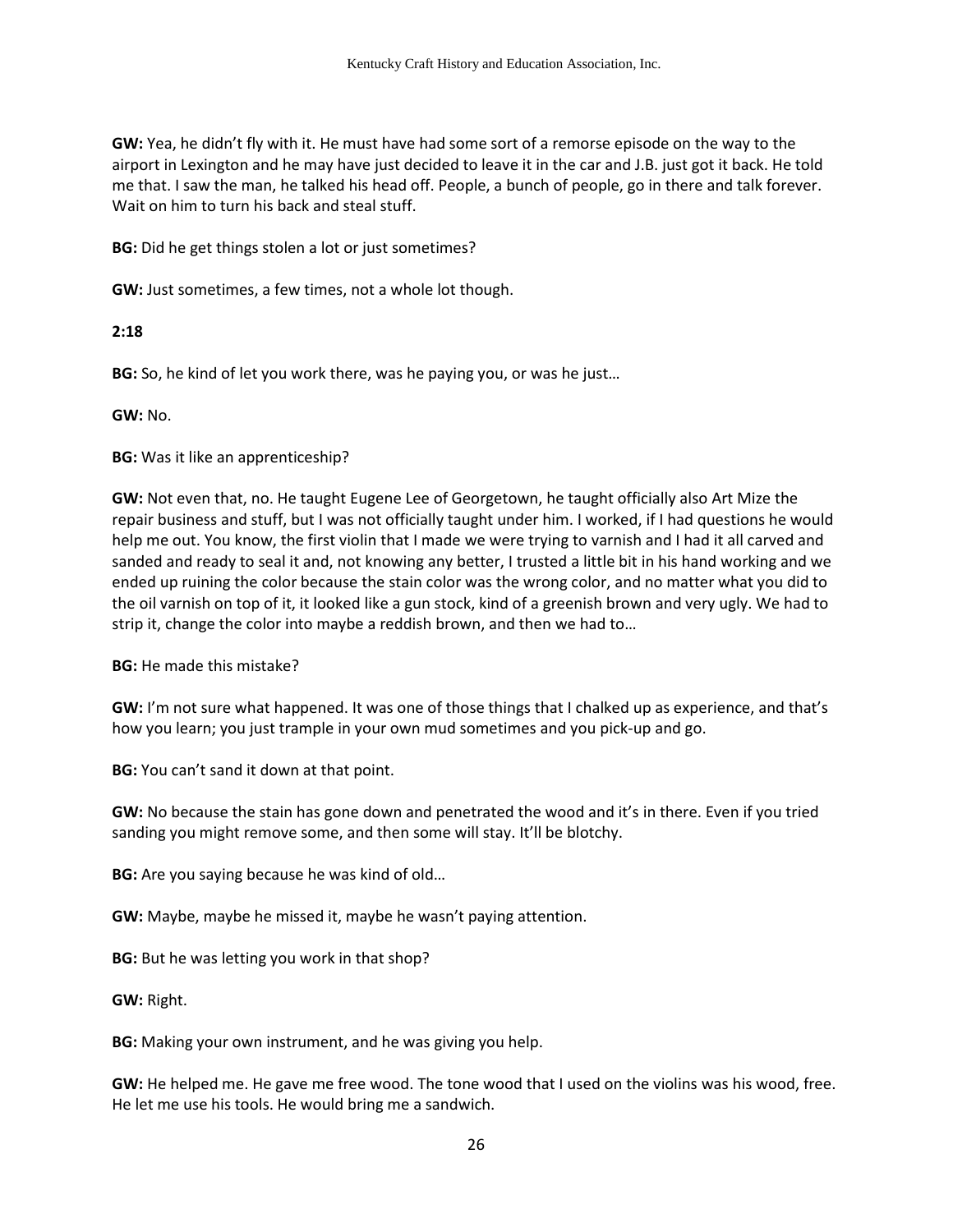**GW:** Yea, he didn't fly with it. He must have had some sort of a remorse episode on the way to the airport in Lexington and he may have just decided to leave it in the car and J.B. just got it back. He told me that. I saw the man, he talked his head off. People, a bunch of people, go in there and talk forever. Wait on him to turn his back and steal stuff.

**BG:** Did he get things stolen a lot or just sometimes?

**GW:** Just sometimes, a few times, not a whole lot though.

**2:18**

**BG:** So, he kind of let you work there, was he paying you, or was he just…

**GW:** No.

**BG:** Was it like an apprenticeship?

**GW:** Not even that, no. He taught Eugene Lee of Georgetown, he taught officially also Art Mize the repair business and stuff, but I was not officially taught under him. I worked, if I had questions he would help me out. You know, the first violin that I made we were trying to varnish and I had it all carved and sanded and ready to seal it and, not knowing any better, I trusted a little bit in his hand working and we ended up ruining the color because the stain color was the wrong color, and no matter what you did to the oil varnish on top of it, it looked like a gun stock, kind of a greenish brown and very ugly. We had to strip it, change the color into maybe a reddish brown, and then we had to…

**BG:** He made this mistake?

**GW:** I'm not sure what happened. It was one of those things that I chalked up as experience, and that's how you learn; you just trample in your own mud sometimes and you pick-up and go.

**BG:** You can't sand it down at that point.

**GW:** No because the stain has gone down and penetrated the wood and it's in there. Even if you tried sanding you might remove some, and then some will stay. It'll be blotchy.

**BG:** Are you saying because he was kind of old…

**GW:** Maybe, maybe he missed it, maybe he wasn't paying attention.

**BG:** But he was letting you work in that shop?

**GW:** Right.

**BG:** Making your own instrument, and he was giving you help.

**GW:** He helped me. He gave me free wood. The tone wood that I used on the violins was his wood, free. He let me use his tools. He would bring me a sandwich.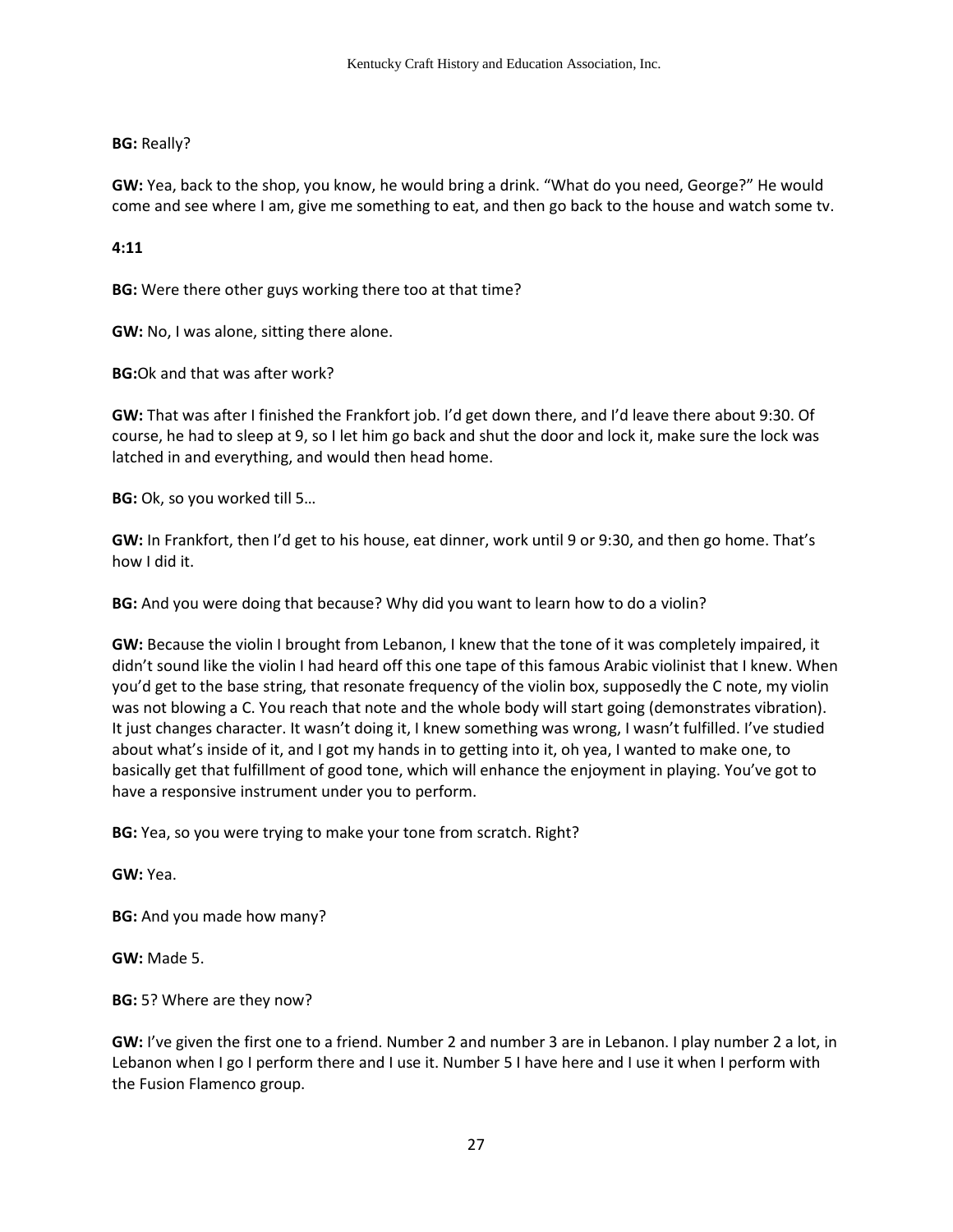**BG:** Really?

**GW:** Yea, back to the shop, you know, he would bring a drink. "What do you need, George?" He would come and see where I am, give me something to eat, and then go back to the house and watch some tv.

**4:11**

**BG:** Were there other guys working there too at that time?

**GW:** No, I was alone, sitting there alone.

**BG:**Ok and that was after work?

**GW:** That was after I finished the Frankfort job. I'd get down there, and I'd leave there about 9:30. Of course, he had to sleep at 9, so I let him go back and shut the door and lock it, make sure the lock was latched in and everything, and would then head home.

**BG:** Ok, so you worked till 5…

**GW:** In Frankfort, then I'd get to his house, eat dinner, work until 9 or 9:30, and then go home. That's how I did it.

**BG:** And you were doing that because? Why did you want to learn how to do a violin?

**GW:** Because the violin I brought from Lebanon, I knew that the tone of it was completely impaired, it didn't sound like the violin I had heard off this one tape of this famous Arabic violinist that I knew. When you'd get to the base string, that resonate frequency of the violin box, supposedly the C note, my violin was not blowing a C. You reach that note and the whole body will start going (demonstrates vibration). It just changes character. It wasn't doing it, I knew something was wrong, I wasn't fulfilled. I've studied about what's inside of it, and I got my hands in to getting into it, oh yea, I wanted to make one, to basically get that fulfillment of good tone, which will enhance the enjoyment in playing. You've got to have a responsive instrument under you to perform.

**BG:** Yea, so you were trying to make your tone from scratch. Right?

**GW:** Yea.

**BG:** And you made how many?

**GW:** Made 5.

**BG:** 5? Where are they now?

**GW:** I've given the first one to a friend. Number 2 and number 3 are in Lebanon. I play number 2 a lot, in Lebanon when I go I perform there and I use it. Number 5 I have here and I use it when I perform with the Fusion Flamenco group.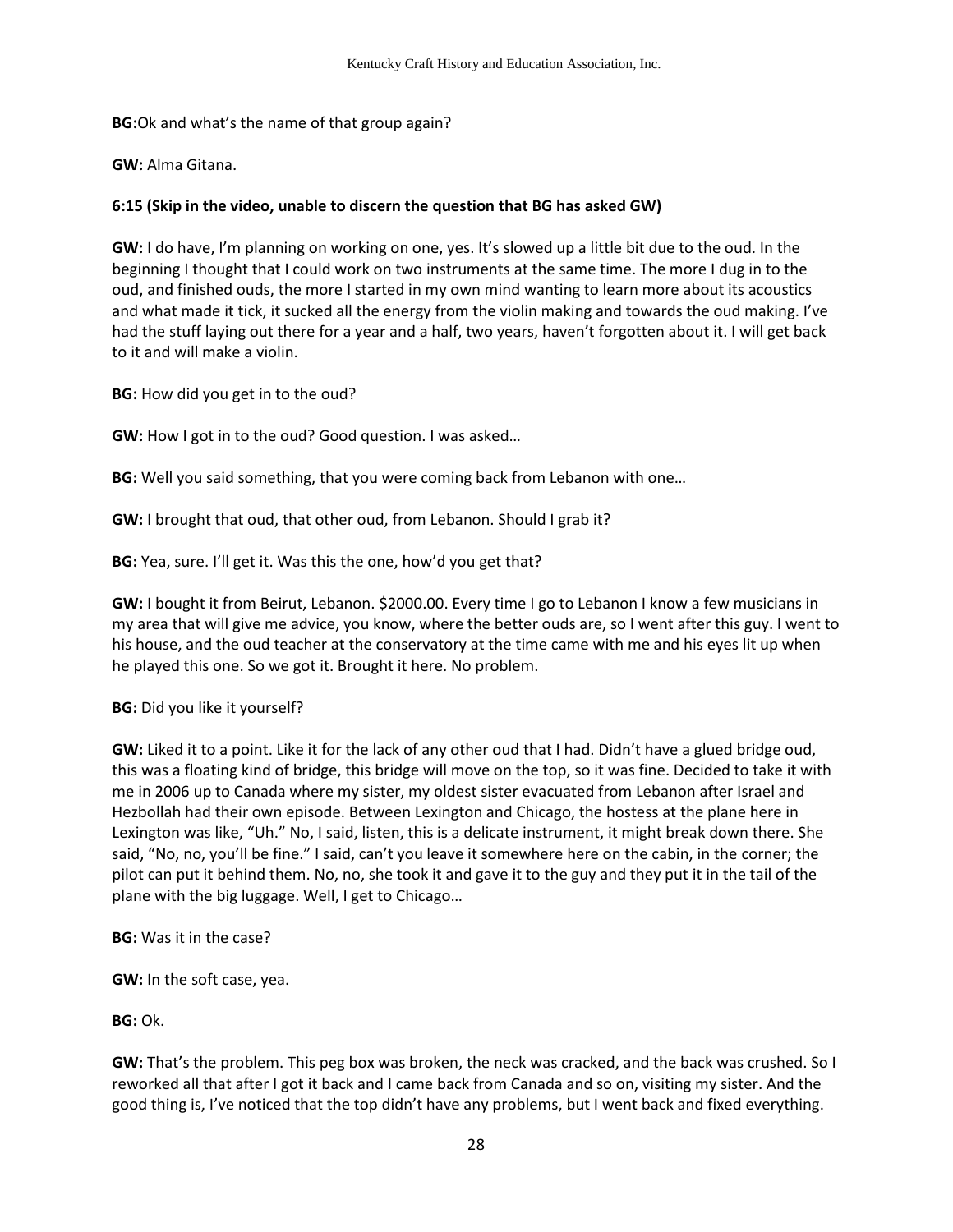**BG:**Ok and what's the name of that group again?

**GW:** Alma Gitana.

**6:15 (Skip in the video, unable to discern the question that BG has asked GW)**

**GW:** I do have, I'm planning on working on one, yes. It's slowed up a little bit due to the oud. In the beginning I thought that I could work on two instruments at the same time. The more I dug in to the oud, and finished ouds, the more I started in my own mind wanting to learn more about its acoustics and what made it tick, it sucked all the energy from the violin making and towards the oud making. I've had the stuff laying out there for a year and a half, two years, haven't forgotten about it. I will get back to it and will make a violin.

**BG:** How did you get in to the oud?

**GW:** How I got in to the oud? Good question. I was asked…

**BG:** Well you said something, that you were coming back from Lebanon with one…

**GW:** I brought that oud, that other oud, from Lebanon. Should I grab it?

**BG:** Yea, sure. I'll get it. Was this the one, how'd you get that?

**GW:** I bought it from Beirut, Lebanon. $2000.00. Every time I go to Lebanon I know a few musicians in my area that will give me advice, you know, where the better ouds are, so I went after this guy. I went to his house, and the oud teacher at the conservatory at the time came with me and his eyes lit up when he played this one. So we got it. Brought it here. No problem.

**BG:** Did you like it yourself?

**GW:** Liked it to a point. Like it for the lack of any other oud that I had. Didn't have a glued bridge oud, this was a floating kind of bridge, this bridge will move on the top, so it was fine. Decided to take it with me in 2006 up to Canada where my sister, my oldest sister evacuated from Lebanon after Israel and Hezbollah had their own episode. Between Lexington and Chicago, the hostess at the plane here in Lexington was like, "Uh." No, I said, listen, this is a delicate instrument, it might break down there. She said, "No, no, you'll be fine." I said, can't you leave it somewhere here on the cabin, in the corner; the pilot can put it behind them. No, no, she took it and gave it to the guy and they put it in the tail of the plane with the big luggage. Well, I get to Chicago…

**BG:** Was it in the case?

**GW:** In the soft case, yea.

**BG:** Ok.

**GW:** That's the problem. This peg box was broken, the neck was cracked, and the back was crushed. So I reworked all that after I got it back and I came back from Canada and so on, visiting my sister. And the good thing is, I've noticed that the top didn't have any problems, but I went back and fixed everything.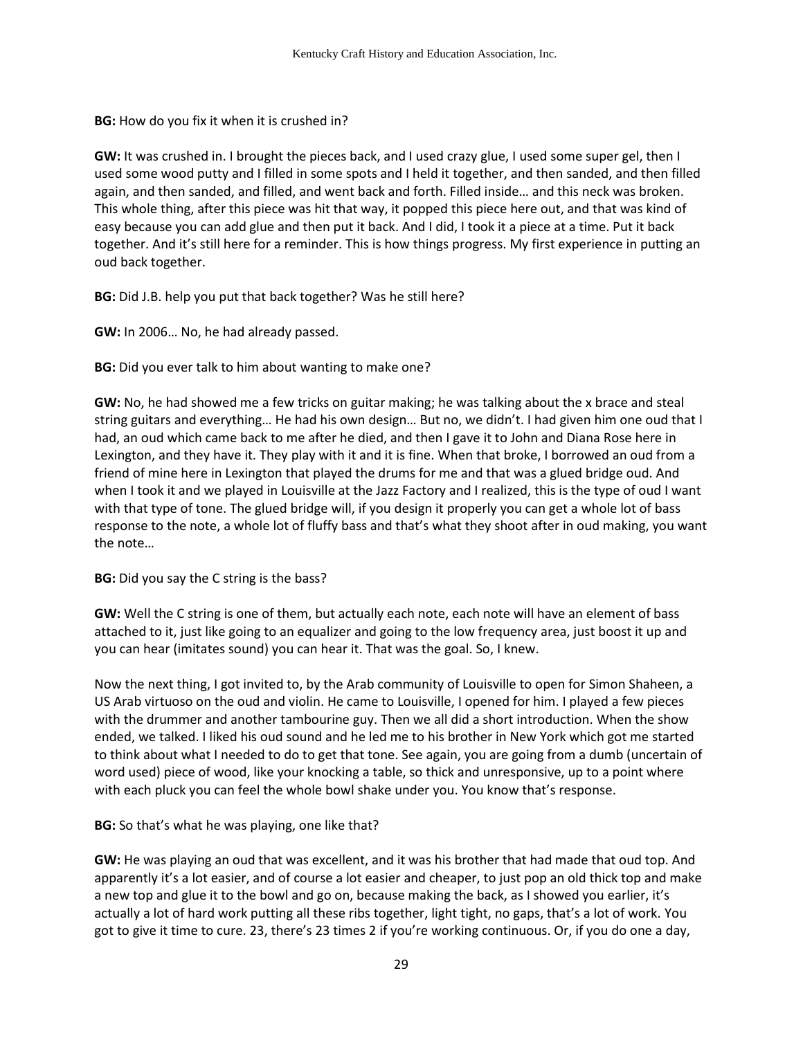**BG:** How do you fix it when it is crushed in?

**GW:** It was crushed in. I brought the pieces back, and I used crazy glue, I used some super gel, then I used some wood putty and I filled in some spots and I held it together, and then sanded, and then filled again, and then sanded, and filled, and went back and forth. Filled inside… and this neck was broken. This whole thing, after this piece was hit that way, it popped this piece here out, and that was kind of easy because you can add glue and then put it back. And I did, I took it a piece at a time. Put it back together. And it's still here for a reminder. This is how things progress. My first experience in putting an oud back together.

**BG:** Did J.B. help you put that back together? Was he still here?

**GW:** In 2006… No, he had already passed.

**BG:** Did you ever talk to him about wanting to make one?

**GW:** No, he had showed me a few tricks on guitar making; he was talking about the x brace and steal string guitars and everything… He had his own design… But no, we didn't. I had given him one oud that I had, an oud which came back to me after he died, and then I gave it to John and Diana Rose here in Lexington, and they have it. They play with it and it is fine. When that broke, I borrowed an oud from a friend of mine here in Lexington that played the drums for me and that was a glued bridge oud. And when I took it and we played in Louisville at the Jazz Factory and I realized, this is the type of oud I want with that type of tone. The glued bridge will, if you design it properly you can get a whole lot of bass response to the note, a whole lot of fluffy bass and that's what they shoot after in oud making, you want the note…

**BG:** Did you say the C string is the bass?

**GW:** Well the C string is one of them, but actually each note, each note will have an element of bass attached to it, just like going to an equalizer and going to the low frequency area, just boost it up and you can hear (imitates sound) you can hear it. That was the goal. So, I knew.

Now the next thing, I got invited to, by the Arab community of Louisville to open for Simon Shaheen, a US Arab virtuoso on the oud and violin. He came to Louisville, I opened for him. I played a few pieces with the drummer and another tambourine guy. Then we all did a short introduction. When the show ended, we talked. I liked his oud sound and he led me to his brother in New York which got me started to think about what I needed to do to get that tone. See again, you are going from a dumb (uncertain of word used) piece of wood, like your knocking a table, so thick and unresponsive, up to a point where with each pluck you can feel the whole bowl shake under you. You know that's response.

**BG:** So that's what he was playing, one like that?

**GW:** He was playing an oud that was excellent, and it was his brother that had made that oud top. And apparently it's a lot easier, and of course a lot easier and cheaper, to just pop an old thick top and make a new top and glue it to the bowl and go on, because making the back, as I showed you earlier, it's actually a lot of hard work putting all these ribs together, light tight, no gaps, that's a lot of work. You got to give it time to cure. 23, there's 23 times 2 if you're working continuous. Or, if you do one a day,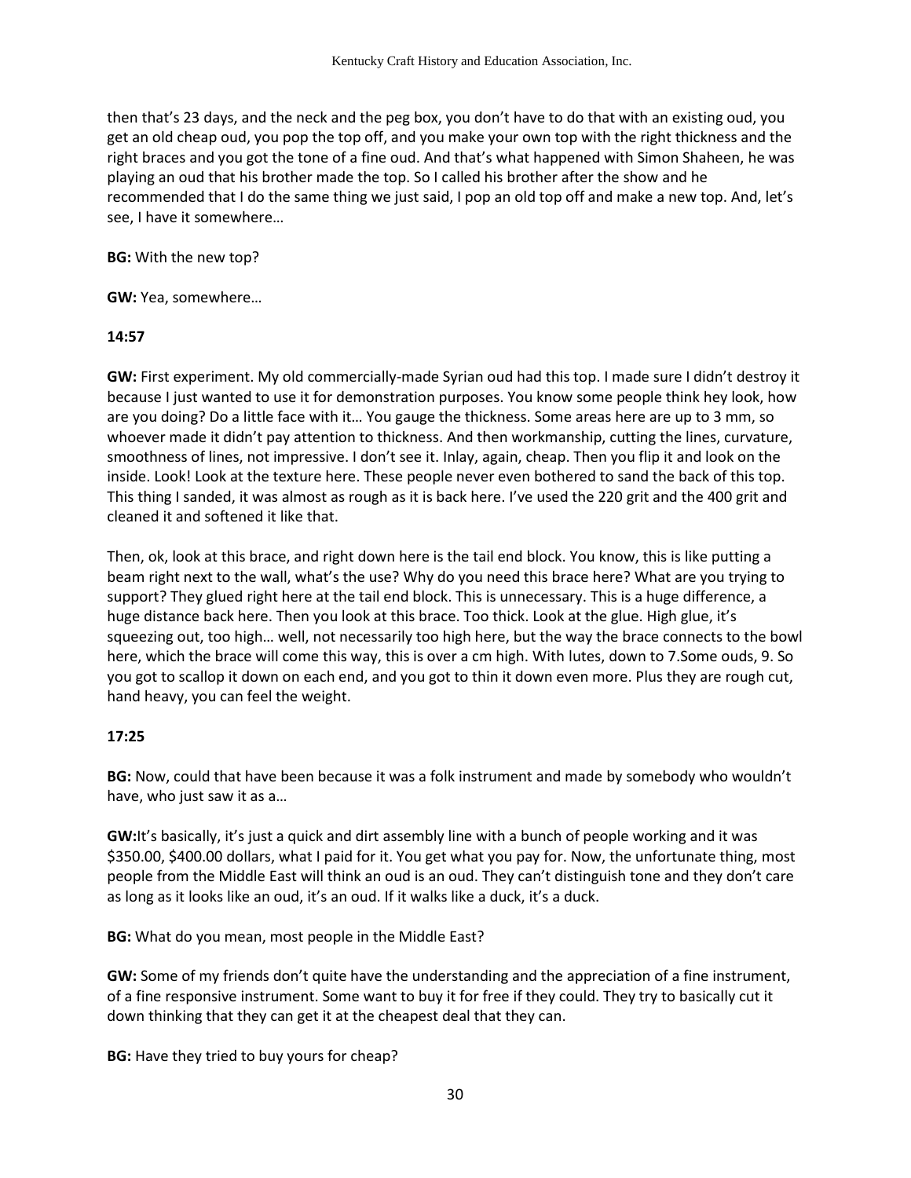then that's 23 days, and the neck and the peg box, you don't have to do that with an existing oud, you get an old cheap oud, you pop the top off, and you make your own top with the right thickness and the right braces and you got the tone of a fine oud. And that's what happened with Simon Shaheen, he was playing an oud that his brother made the top. So I called his brother after the show and he recommended that I do the same thing we just said, I pop an old top off and make a new top. And, let's see, I have it somewhere…

**BG:** With the new top?

**GW:** Yea, somewhere…

**14:57**

**GW:** First experiment. My old commercially-made Syrian oud had this top. I made sure I didn't destroy it because I just wanted to use it for demonstration purposes. You know some people think hey look, how are you doing? Do a little face with it… You gauge the thickness. Some areas here are up to 3 mm, so whoever made it didn't pay attention to thickness. And then workmanship, cutting the lines, curvature, smoothness of lines, not impressive. I don't see it. Inlay, again, cheap. Then you flip it and look on the inside. Look! Look at the texture here. These people never even bothered to sand the back of this top. This thing I sanded, it was almost as rough as it is back here. I've used the 220 grit and the 400 grit and cleaned it and softened it like that.

Then, ok, look at this brace, and right down here is the tail end block. You know, this is like putting a beam right next to the wall, what's the use? Why do you need this brace here? What are you trying to support? They glued right here at the tail end block. This is unnecessary. This is a huge difference, a huge distance back here. Then you look at this brace. Too thick. Look at the glue. High glue, it's squeezing out, too high… well, not necessarily too high here, but the way the brace connects to the bowl here, which the brace will come this way, this is over a cm high. With lutes, down to 7.Some ouds, 9. So you got to scallop it down on each end, and you got to thin it down even more. Plus they are rough cut, hand heavy, you can feel the weight.

**17:25**

**BG:** Now, could that have been because it was a folk instrument and made by somebody who wouldn't have, who just saw it as a…

**GW:**It's basically, it's just a quick and dirt assembly line with a bunch of people working and it was \$350.00, \$400.00 dollars, what I paid for it. You get what you pay for. Now, the unfortunate thing, most people from the Middle East will think an oud is an oud. They can't distinguish tone and they don't care as long as it looks like an oud, it's an oud. If it walks like a duck, it's a duck.

**BG:** What do you mean, most people in the Middle East?

**GW:** Some of my friends don't quite have the understanding and the appreciation of a fine instrument, of a fine responsive instrument. Some want to buy it for free if they could. They try to basically cut it down thinking that they can get it at the cheapest deal that they can.

**BG:** Have they tried to buy yours for cheap?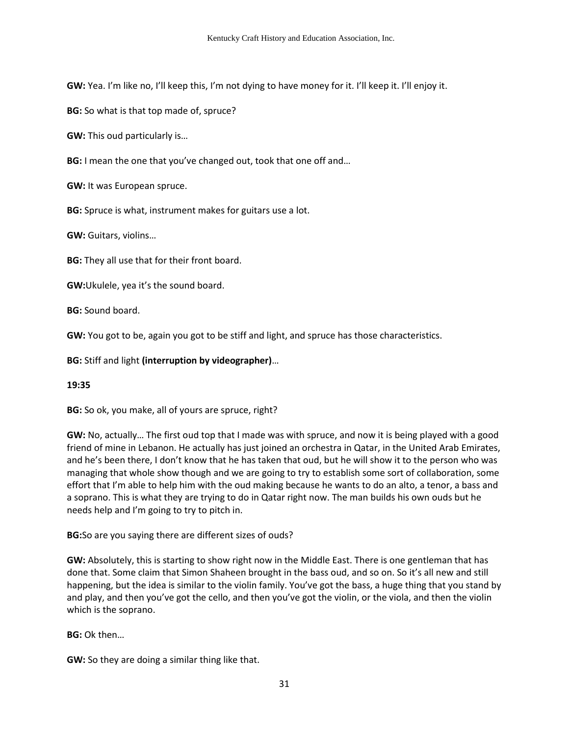**GW:** Yea. I'm like no, I'll keep this, I'm not dying to have money for it. I'll keep it. I'll enjoy it.

**BG:** So what is that top made of, spruce?

**GW:** This oud particularly is…

**BG:** I mean the one that you've changed out, took that one off and…

**GW:** It was European spruce.

**BG:** Spruce is what, instrument makes for guitars use a lot.

**GW:** Guitars, violins…

**BG:** They all use that for their front board.

**GW:**Ukulele, yea it's the sound board.

**BG:** Sound board.

**GW:** You got to be, again you got to be stiff and light, and spruce has those characteristics.

**BG:** Stiff and light **(interruption by videographer)**…

**19:35**

**BG:** So ok, you make, all of yours are spruce, right?

**GW:** No, actually… The first oud top that I made was with spruce, and now it is being played with a good friend of mine in Lebanon. He actually has just joined an orchestra in Qatar, in the United Arab Emirates, and he's been there, I don't know that he has taken that oud, but he will show it to the person who was managing that whole show though and we are going to try to establish some sort of collaboration, some effort that I'm able to help him with the oud making because he wants to do an alto, a tenor, a bass and a soprano. This is what they are trying to do in Qatar right now. The man builds his own ouds but he needs help and I'm going to try to pitch in.

**BG:**So are you saying there are different sizes of ouds?

**GW:** Absolutely, this is starting to show right now in the Middle East. There is one gentleman that has done that. Some claim that Simon Shaheen brought in the bass oud, and so on. So it's all new and still happening, but the idea is similar to the violin family. You've got the bass, a huge thing that you stand by and play, and then you've got the cello, and then you've got the violin, or the viola, and then the violin which is the soprano.

**BG:** Ok then…

**GW:** So they are doing a similar thing like that.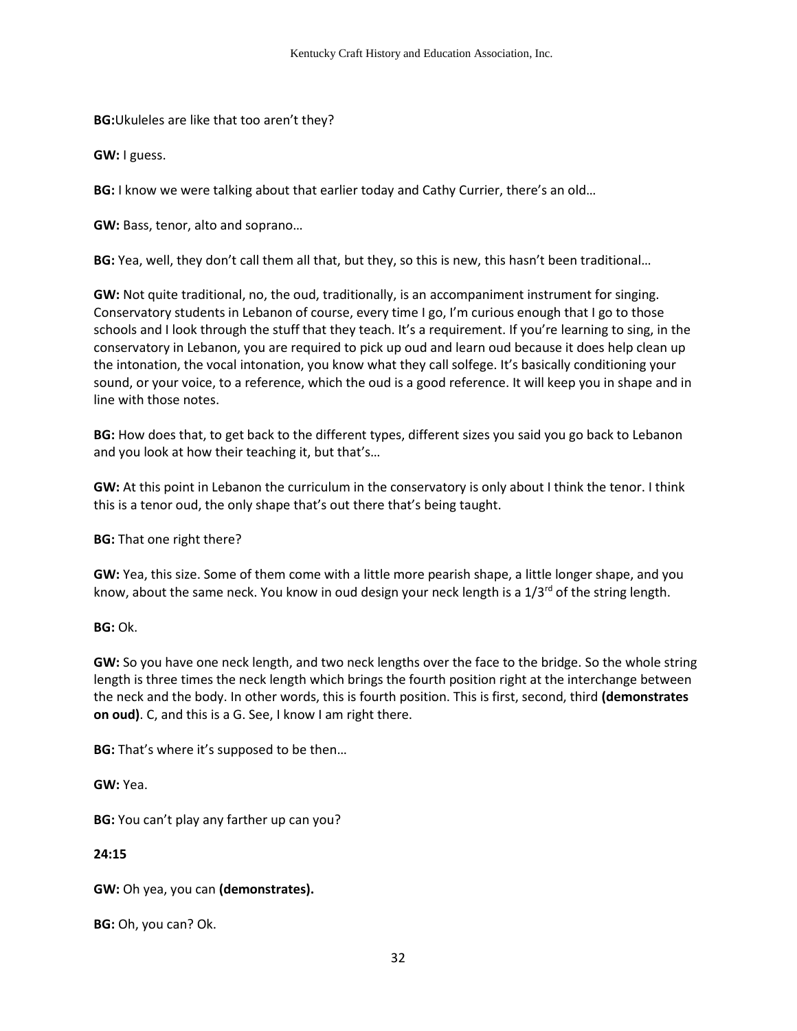**BG:**Ukuleles are like that too aren't they?

**GW:** I guess.

**BG:** I know we were talking about that earlier today and Cathy Currier, there's an old…

**GW:** Bass, tenor, alto and soprano…

**BG:** Yea, well, they don't call them all that, but they, so this is new, this hasn't been traditional…

**GW:** Not quite traditional, no, the oud, traditionally, is an accompaniment instrument for singing. Conservatory students in Lebanon of course, every time I go, I'm curious enough that I go to those schools and I look through the stuff that they teach. It's a requirement. If you're learning to sing, in the conservatory in Lebanon, you are required to pick up oud and learn oud because it does help clean up the intonation, the vocal intonation, you know what they call solfege. It's basically conditioning your sound, or your voice, to a reference, which the oud is a good reference. It will keep you in shape and in line with those notes.

**BG:** How does that, to get back to the different types, different sizes you said you go back to Lebanon and you look at how their teaching it, but that's…

**GW:** At this point in Lebanon the curriculum in the conservatory is only about I think the tenor. I think this is a tenor oud, the only shape that's out there that's being taught.

**BG:** That one right there?

**GW:** Yea, this size. Some of them come with a little more pearish shape, a little longer shape, and you know, about the same neck. You know in oud design your neck length is a 1/3rd of the string length.

**BG:** Ok.

**GW:** So you have one neck length, and two neck lengths over the face to the bridge. So the whole string length is three times the neck length which brings the fourth position right at the interchange between the neck and the body. In other words, this is fourth position. This is first, second, third **(demonstrates on oud)**. C, and this is a G. See, I know I am right there.

**BG:** That's where it's supposed to be then…

**GW:** Yea.

**BG:** You can't play any farther up can you?

**24:15**

**GW:** Oh yea, you can **(demonstrates).**

**BG:** Oh, you can? Ok.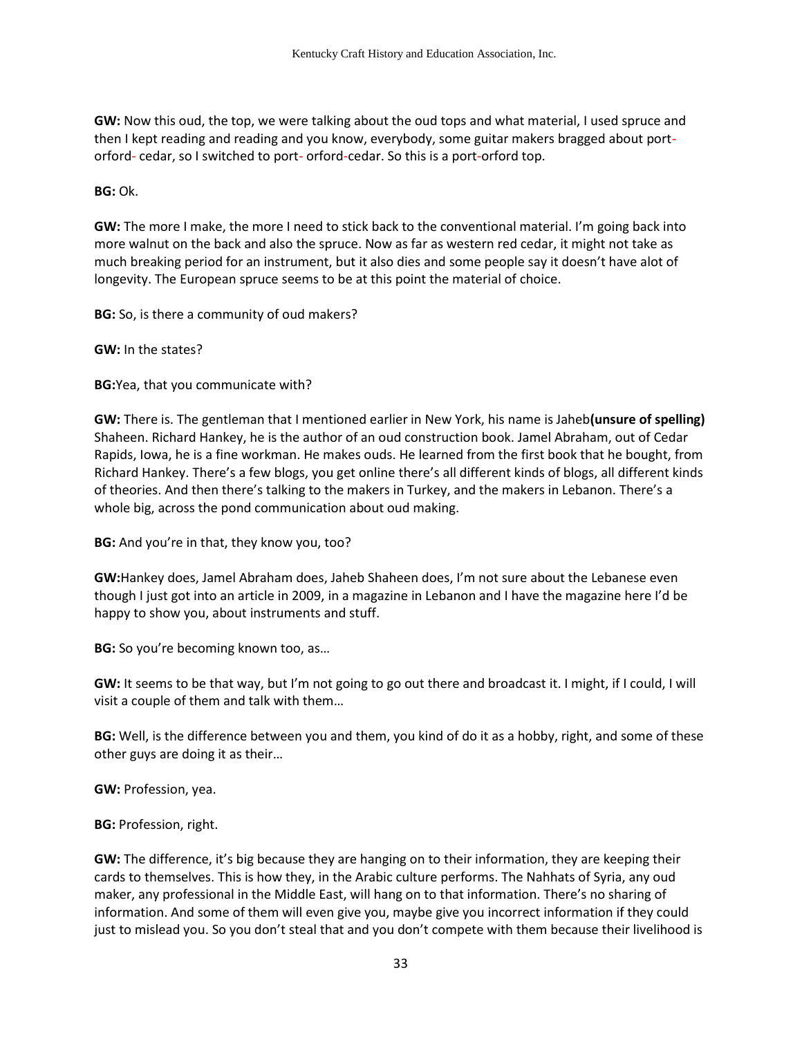**GW:** Now this oud, the top, we were talking about the oud tops and what material, I used spruce and then I kept reading and reading and you know, everybody, some guitar makers bragged about port-orford- cedar, so I switched to port- orford-cedar. So this is a port-orford top.

**BG:** Ok.

**GW:** The more I make, the more I need to stick back to the conventional material. I'm going back into more walnut on the back and also the spruce. Now as far as western red cedar, it might not take as much breaking period for an instrument, but it also dies and some people say it doesn't have alot of longevity. The European spruce seems to be at this point the material of choice.

**BG:** So, is there a community of oud makers?

**GW:** In the states?

**BG:**Yea, that you communicate with?

**GW:** There is. The gentleman that I mentioned earlier in New York, his name is Jaheb**(unsure of spelling)** Shaheen. Richard Hankey, he is the author of an oud construction book. Jamel Abraham, out of Cedar Rapids, Iowa, he is a fine workman. He makes ouds. He learned from the first book that he bought, from Richard Hankey. There's a few blogs, you get online there's all different kinds of blogs, all different kinds of theories. And then there's talking to the makers in Turkey, and the makers in Lebanon. There's a whole big, across the pond communication about oud making.

**BG:** And you're in that, they know you, too?

**GW:**Hankey does, Jamel Abraham does, Jaheb Shaheen does, I'm not sure about the Lebanese even though I just got into an article in 2009, in a magazine in Lebanon and I have the magazine here I'd be happy to show you, about instruments and stuff.

**BG:** So you're becoming known too, as…

**GW:** It seems to be that way, but I'm not going to go out there and broadcast it. I might, if I could, I will visit a couple of them and talk with them…

**BG:** Well, is the difference between you and them, you kind of do it as a hobby, right, and some of these other guys are doing it as their…

**GW:** Profession, yea.

**BG:** Profession, right.

**GW:** The difference, it's big because they are hanging on to their information, they are keeping their cards to themselves. This is how they, in the Arabic culture performs. The Nahhats of Syria, any oud maker, any professional in the Middle East, will hang on to that information. There's no sharing of information. And some of them will even give you, maybe give you incorrect information if they could just to mislead you. So you don't steal that and you don't compete with them because their livelihood is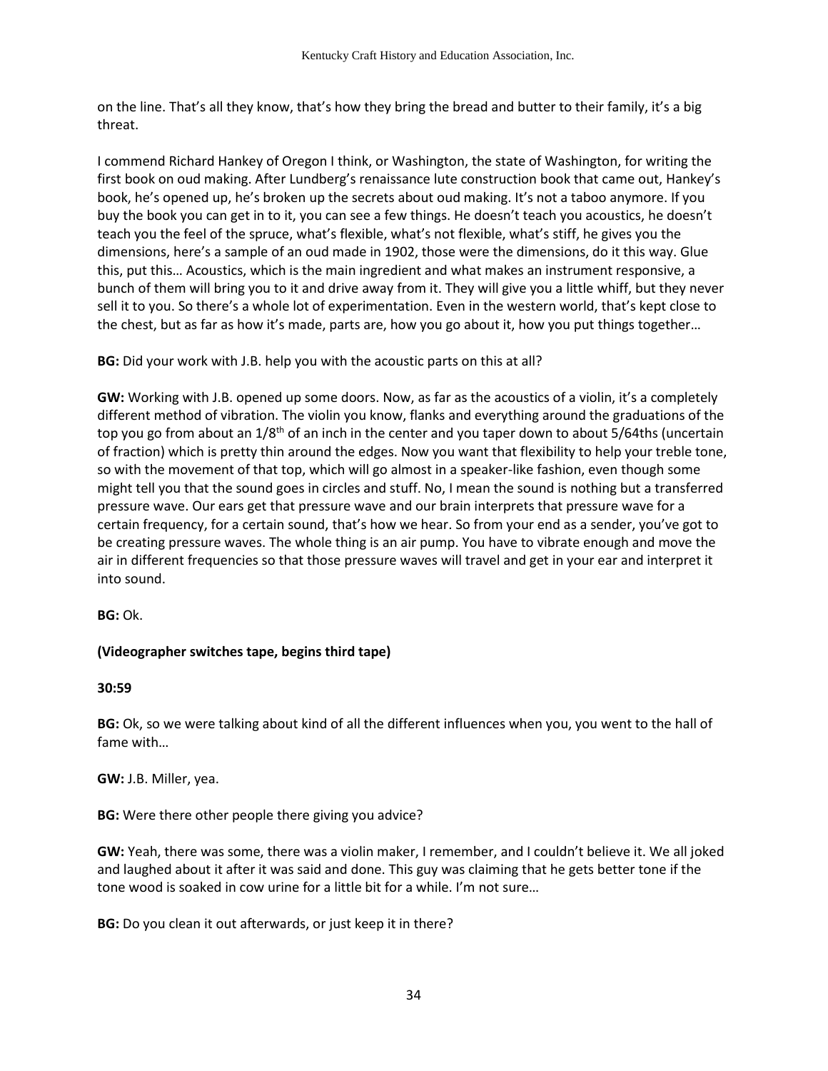on the line. That's all they know, that's how they bring the bread and butter to their family, it's a big threat.

I commend Richard Hankey of Oregon I think, or Washington, the state of Washington, for writing the first book on oud making. After Lundberg's renaissance lute construction book that came out, Hankey's book, he's opened up, he's broken up the secrets about oud making. It's not a taboo anymore. If you buy the book you can get in to it, you can see a few things. He doesn't teach you acoustics, he doesn't teach you the feel of the spruce, what's flexible, what's not flexible, what's stiff, he gives you the dimensions, here's a sample of an oud made in 1902, those were the dimensions, do it this way. Glue this, put this… Acoustics, which is the main ingredient and what makes an instrument responsive, a bunch of them will bring you to it and drive away from it. They will give you a little whiff, but they never sell it to you. So there's a whole lot of experimentation. Even in the western world, that's kept close to the chest, but as far as how it's made, parts are, how you go about it, how you put things together…

**BG:** Did your work with J.B. help you with the acoustic parts on this at all?

**GW:** Working with J.B. opened up some doors. Now, as far as the acoustics of a violin, it's a completely different method of vibration. The violin you know, flanks and everything around the graduations of the top you go from about an 1/8th of an inch in the center and you taper down to about 5/64ths (uncertain of fraction) which is pretty thin around the edges. Now you want that flexibility to help your treble tone, so with the movement of that top, which will go almost in a speaker-like fashion, even though some might tell you that the sound goes in circles and stuff. No, I mean the sound is nothing but a transferred pressure wave. Our ears get that pressure wave and our brain interprets that pressure wave for a certain frequency, for a certain sound, that's how we hear. So from your end as a sender, you've got to be creating pressure waves. The whole thing is an air pump. You have to vibrate enough and move the air in different frequencies so that those pressure waves will travel and get in your ear and interpret it into sound.

**BG:** Ok.

**(Videographer switches tape, begins third tape)**

**30:59**

**BG:** Ok, so we were talking about kind of all the different influences when you, you went to the hall of fame with…

**GW:** J.B. Miller, yea.

**BG:** Were there other people there giving you advice?

**GW:** Yeah, there was some, there was a violin maker, I remember, and I couldn't believe it. We all joked and laughed about it after it was said and done. This guy was claiming that he gets better tone if the tone wood is soaked in cow urine for a little bit for a while. I'm not sure…

**BG:** Do you clean it out afterwards, or just keep it in there?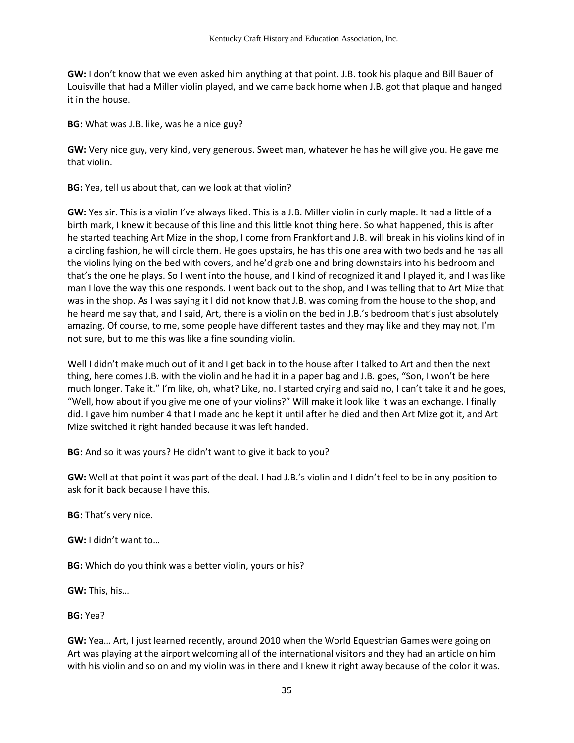**GW:** I don't know that we even asked him anything at that point. J.B. took his plaque and Bill Bauer of Louisville that had a Miller violin played, and we came back home when J.B. got that plaque and hanged it in the house.

**BG:** What was J.B. like, was he a nice guy?

**GW:** Very nice guy, very kind, very generous. Sweet man, whatever he has he will give you. He gave me that violin.

**BG:** Yea, tell us about that, can we look at that violin?

**GW:** Yes sir. This is a violin I've always liked. This is a J.B. Miller violin in curly maple. It had a little of a birth mark, I knew it because of this line and this little knot thing here. So what happened, this is after he started teaching Art Mize in the shop, I come from Frankfort and J.B. will break in his violins kind of in a circling fashion, he will circle them. He goes upstairs, he has this one area with two beds and he has all the violins lying on the bed with covers, and he'd grab one and bring downstairs into his bedroom and that's the one he plays. So I went into the house, and I kind of recognized it and I played it, and I was like man I love the way this one responds. I went back out to the shop, and I was telling that to Art Mize that was in the shop. As I was saying it I did not know that J.B. was coming from the house to the shop, and he heard me say that, and I said, Art, there is a violin on the bed in J.B.'s bedroom that's just absolutely amazing. Of course, to me, some people have different tastes and they may like and they may not, I'm not sure, but to me this was like a fine sounding violin.

Well I didn't make much out of it and I get back in to the house after I talked to Art and then the next thing, here comes J.B. with the violin and he had it in a paper bag and J.B. goes, "Son, I won't be here much longer. Take it." I'm like, oh, what? Like, no. I started crying and said no, I can't take it and he goes, "Well, how about if you give me one of your violins?" Will make it look like it was an exchange. I finally did. I gave him number 4 that I made and he kept it until after he died and then Art Mize got it, and Art Mize switched it right handed because it was left handed.

**BG:** And so it was yours? He didn't want to give it back to you?

**GW:** Well at that point it was part of the deal. I had J.B.'s violin and I didn't feel to be in any position to ask for it back because I have this.

**BG:** That's very nice.

**GW:** I didn't want to…

**BG:** Which do you think was a better violin, yours or his?

**GW:** This, his…

**BG:** Yea?

**GW:** Yea… Art, I just learned recently, around 2010 when the World Equestrian Games were going on Art was playing at the airport welcoming all of the international visitors and they had an article on him with his violin and so on and my violin was in there and I knew it right away because of the color it was.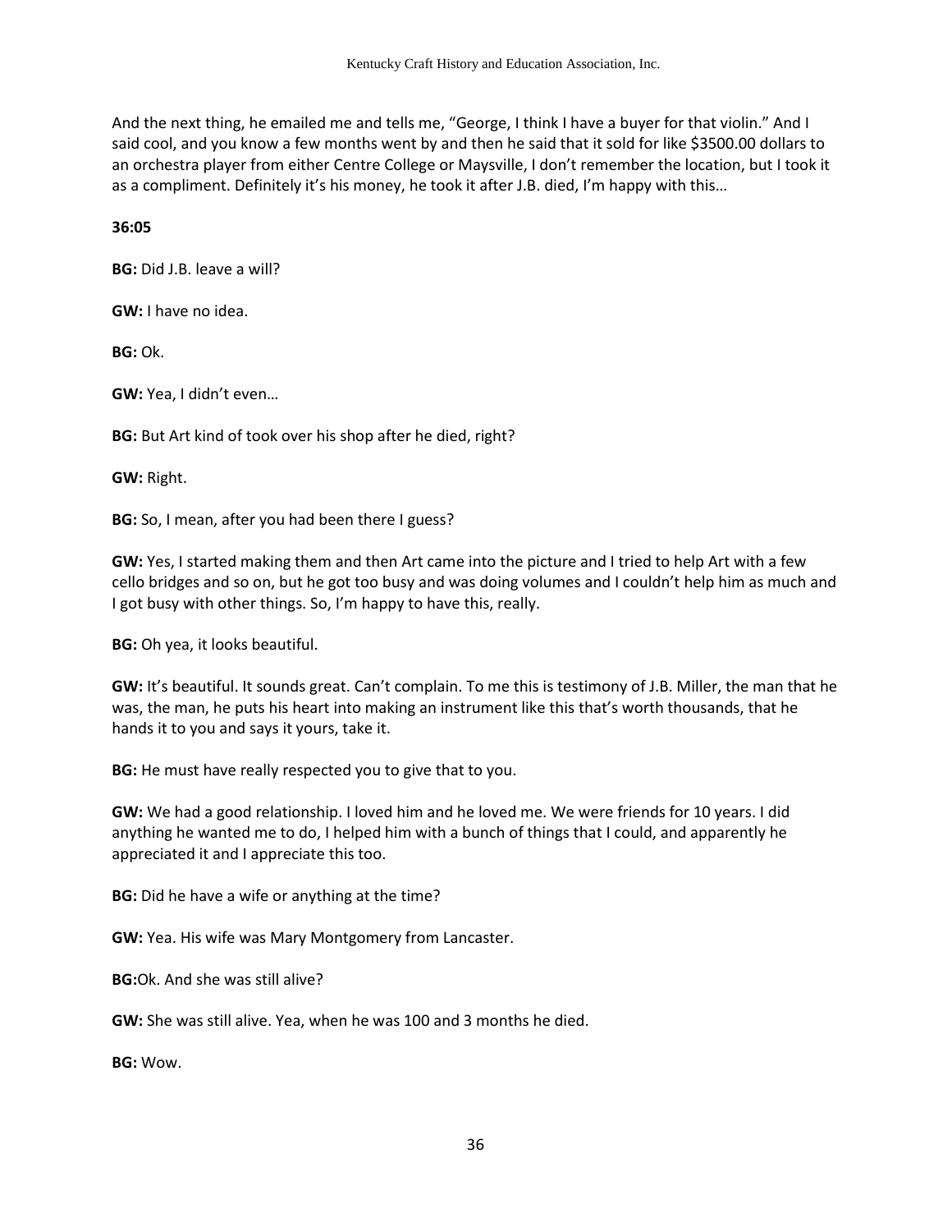And the next thing, he emailed me and tells me, "George, I think I have a buyer for that violin." And I said cool, and you know a few months went by and then he said that it sold for like $3500.00 dollars to an orchestra player from either Centre College or Maysville, I don't remember the location, but I took it as a compliment. Definitely it's his money, he took it after J.B. died, I'm happy with this…

**36:05**

**BG:** Did J.B. leave a will?

**GW:** I have no idea.

**BG:** Ok.

**GW:** Yea, I didn't even…

**BG:** But Art kind of took over his shop after he died, right?

**GW:** Right.

**BG:** So, I mean, after you had been there I guess?

**GW:** Yes, I started making them and then Art came into the picture and I tried to help Art with a few cello bridges and so on, but he got too busy and was doing volumes and I couldn't help him as much and I got busy with other things. So, I'm happy to have this, really.

**BG:** Oh yea, it looks beautiful.

**GW:** It's beautiful. It sounds great. Can't complain. To me this is testimony of J.B. Miller, the man that he was, the man, he puts his heart into making an instrument like this that's worth thousands, that he hands it to you and says it yours, take it.

**BG:** He must have really respected you to give that to you.

**GW:** We had a good relationship. I loved him and he loved me. We were friends for 10 years. I did anything he wanted me to do, I helped him with a bunch of things that I could, and apparently he appreciated it and I appreciate this too.

**BG:** Did he have a wife or anything at the time?

**GW:** Yea. His wife was Mary Montgomery from Lancaster.

**BG:**Ok. And she was still alive?

**GW:** She was still alive. Yea, when he was 100 and 3 months he died.

**BG:** Wow.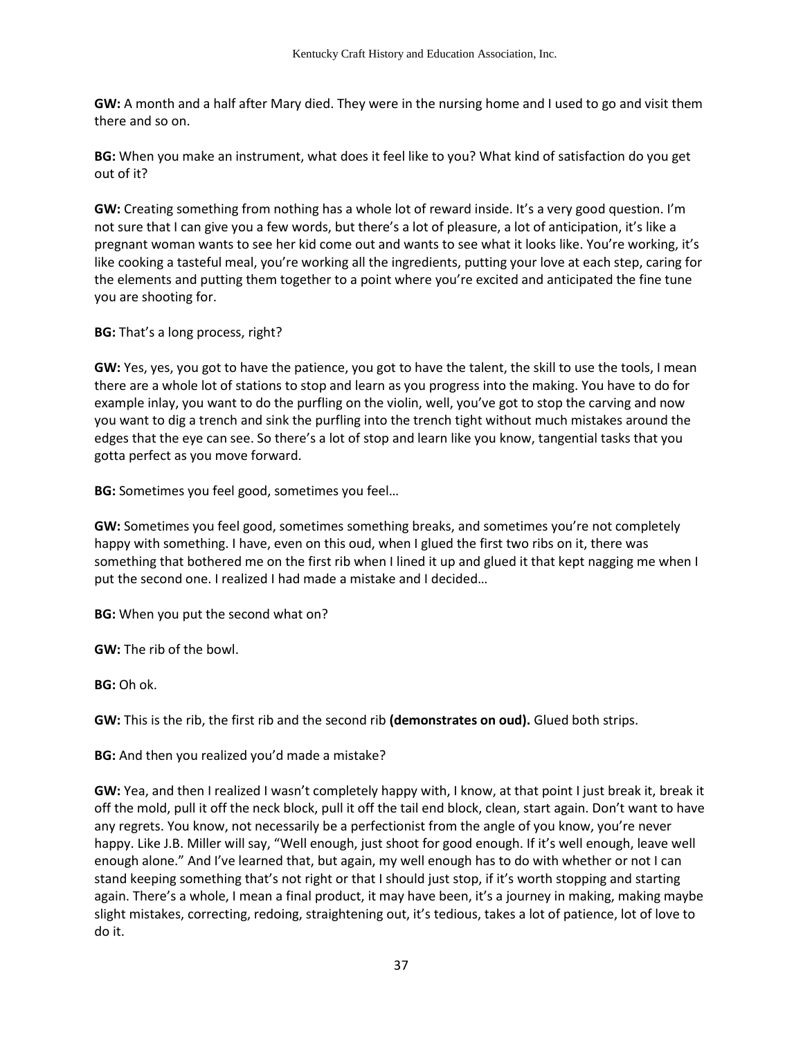**GW:** A month and a half after Mary died. They were in the nursing home and I used to go and visit them there and so on.

**BG:** When you make an instrument, what does it feel like to you? What kind of satisfaction do you get out of it?

**GW:** Creating something from nothing has a whole lot of reward inside. It's a very good question. I'm not sure that I can give you a few words, but there's a lot of pleasure, a lot of anticipation, it's like a pregnant woman wants to see her kid come out and wants to see what it looks like. You're working, it's like cooking a tasteful meal, you're working all the ingredients, putting your love at each step, caring for the elements and putting them together to a point where you're excited and anticipated the fine tune you are shooting for.

**BG:** That's a long process, right?

**GW:** Yes, yes, you got to have the patience, you got to have the talent, the skill to use the tools, I mean there are a whole lot of stations to stop and learn as you progress into the making. You have to do for example inlay, you want to do the purfling on the violin, well, you've got to stop the carving and now you want to dig a trench and sink the purfling into the trench tight without much mistakes around the edges that the eye can see. So there's a lot of stop and learn like you know, tangential tasks that you gotta perfect as you move forward.

**BG:** Sometimes you feel good, sometimes you feel…

**GW:** Sometimes you feel good, sometimes something breaks, and sometimes you're not completely happy with something. I have, even on this oud, when I glued the first two ribs on it, there was something that bothered me on the first rib when I lined it up and glued it that kept nagging me when I put the second one. I realized I had made a mistake and I decided…

**BG:** When you put the second what on?

**GW:** The rib of the bowl.

**BG:** Oh ok.

**GW:** This is the rib, the first rib and the second rib **(demonstrates on oud).** Glued both strips.

**BG:** And then you realized you'd made a mistake?

**GW:** Yea, and then I realized I wasn't completely happy with, I know, at that point I just break it, break it off the mold, pull it off the neck block, pull it off the tail end block, clean, start again. Don't want to have any regrets. You know, not necessarily be a perfectionist from the angle of you know, you're never happy. Like J.B. Miller will say, "Well enough, just shoot for good enough. If it's well enough, leave well enough alone." And I've learned that, but again, my well enough has to do with whether or not I can stand keeping something that's not right or that I should just stop, if it's worth stopping and starting again. There's a whole, I mean a final product, it may have been, it's a journey in making, making maybe slight mistakes, correcting, redoing, straightening out, it's tedious, takes a lot of patience, lot of love to do it.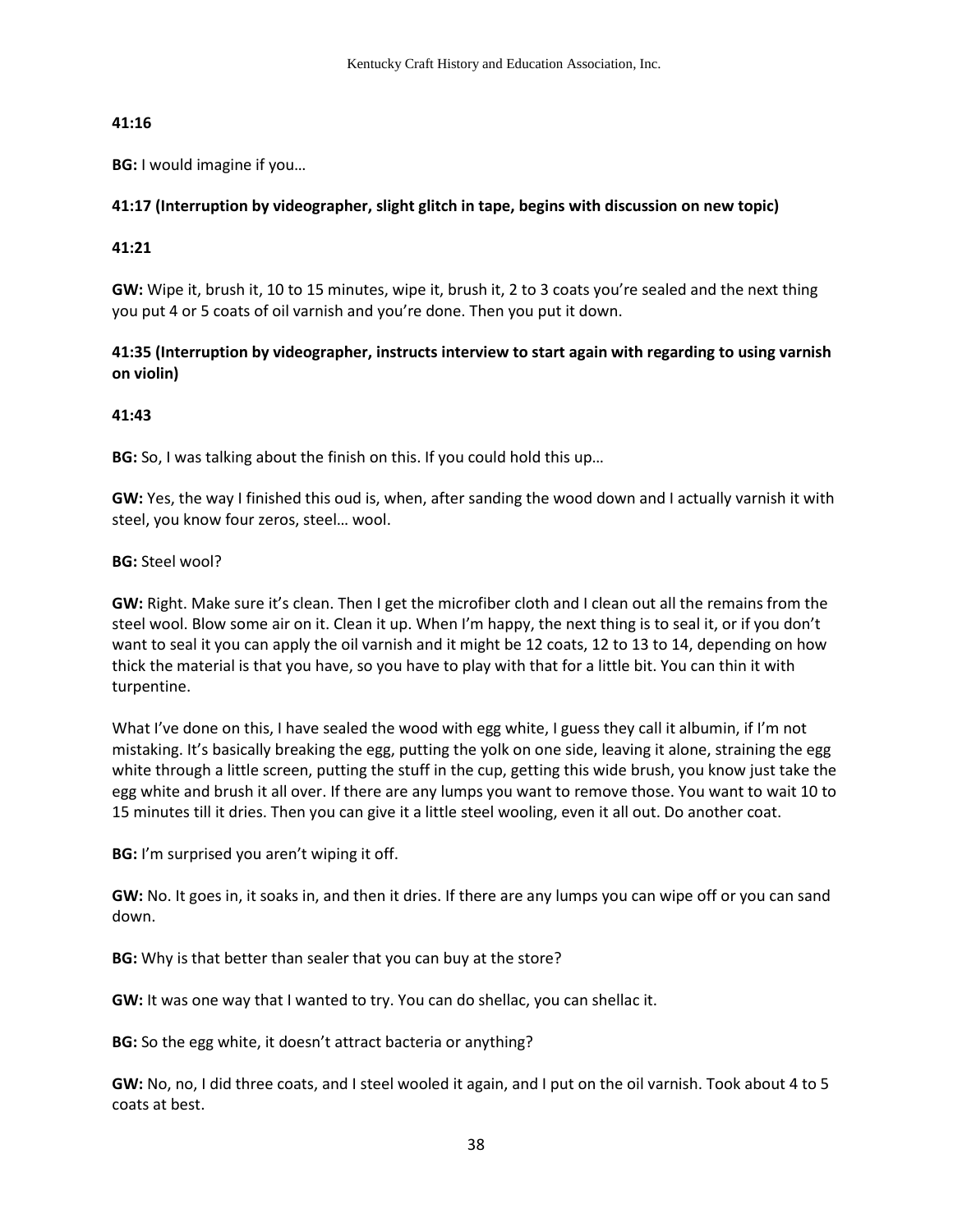**41:16**

**BG:** I would imagine if you…

**41:17 (Interruption by videographer, slight glitch in tape, begins with discussion on new topic)**

**41:21**

**GW:** Wipe it, brush it, 10 to 15 minutes, wipe it, brush it, 2 to 3 coats you're sealed and the next thing you put 4 or 5 coats of oil varnish and you're done. Then you put it down.

**41:35 (Interruption by videographer, instructs interview to start again with regarding to using varnish on violin)**

**41:43**

**BG:** So, I was talking about the finish on this. If you could hold this up…

**GW:** Yes, the way I finished this oud is, when, after sanding the wood down and I actually varnish it with steel, you know four zeros, steel… wool.

**BG:** Steel wool?

**GW:** Right. Make sure it's clean. Then I get the microfiber cloth and I clean out all the remains from the steel wool. Blow some air on it. Clean it up. When I'm happy, the next thing is to seal it, or if you don't want to seal it you can apply the oil varnish and it might be 12 coats, 12 to 13 to 14, depending on how thick the material is that you have, so you have to play with that for a little bit. You can thin it with turpentine.

What I've done on this, I have sealed the wood with egg white, I guess they call it albumin, if I'm not mistaking. It's basically breaking the egg, putting the yolk on one side, leaving it alone, straining the egg white through a little screen, putting the stuff in the cup, getting this wide brush, you know just take the egg white and brush it all over. If there are any lumps you want to remove those. You want to wait 10 to 15 minutes till it dries. Then you can give it a little steel wooling, even it all out. Do another coat.

**BG:** I'm surprised you aren't wiping it off.

**GW:** No. It goes in, it soaks in, and then it dries. If there are any lumps you can wipe off or you can sand down.

**BG:** Why is that better than sealer that you can buy at the store?

**GW:** It was one way that I wanted to try. You can do shellac, you can shellac it.

**BG:** So the egg white, it doesn't attract bacteria or anything?

**GW:** No, no, I did three coats, and I steel wooled it again, and I put on the oil varnish. Took about 4 to 5 coats at best.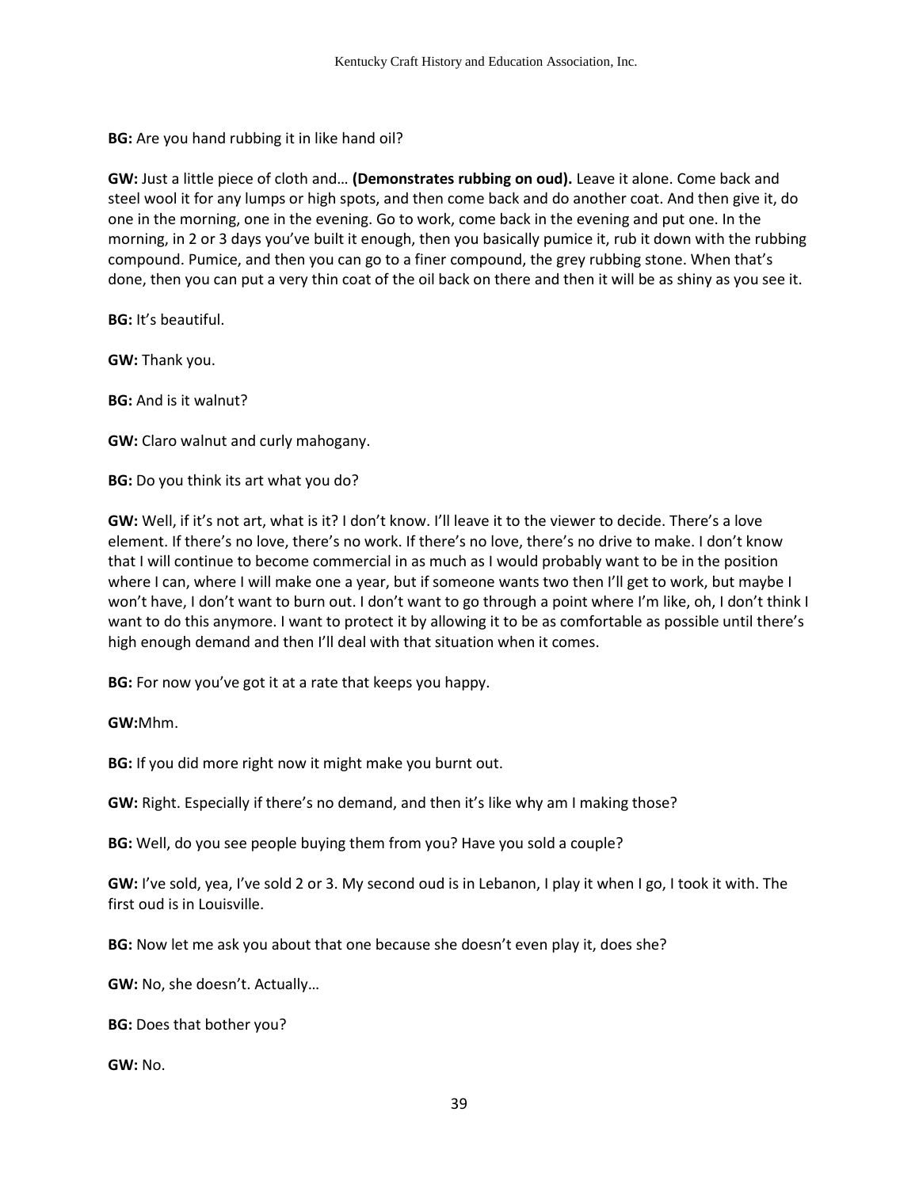**BG:** Are you hand rubbing it in like hand oil?

**GW:** Just a little piece of cloth and… **(Demonstrates rubbing on oud).** Leave it alone. Come back and steel wool it for any lumps or high spots, and then come back and do another coat. And then give it, do one in the morning, one in the evening. Go to work, come back in the evening and put one. In the morning, in 2 or 3 days you've built it enough, then you basically pumice it, rub it down with the rubbing compound. Pumice, and then you can go to a finer compound, the grey rubbing stone. When that's done, then you can put a very thin coat of the oil back on there and then it will be as shiny as you see it.

**BG:** It's beautiful.

**GW:** Thank you.

**BG:** And is it walnut?

**GW:** Claro walnut and curly mahogany.

**BG:** Do you think its art what you do?

**GW:** Well, if it's not art, what is it? I don't know. I'll leave it to the viewer to decide. There's a love element. If there's no love, there's no work. If there's no love, there's no drive to make. I don't know that I will continue to become commercial in as much as I would probably want to be in the position where I can, where I will make one a year, but if someone wants two then I'll get to work, but maybe I won't have, I don't want to burn out. I don't want to go through a point where I'm like, oh, I don't think I want to do this anymore. I want to protect it by allowing it to be as comfortable as possible until there's high enough demand and then I'll deal with that situation when it comes.

**BG:** For now you've got it at a rate that keeps you happy.

**GW:**Mhm.

**BG:** If you did more right now it might make you burnt out.

**GW:** Right. Especially if there's no demand, and then it's like why am I making those?

**BG:** Well, do you see people buying them from you? Have you sold a couple?

**GW:** I've sold, yea, I've sold 2 or 3. My second oud is in Lebanon, I play it when I go, I took it with. The first oud is in Louisville.

**BG:** Now let me ask you about that one because she doesn't even play it, does she?

**GW:** No, she doesn't. Actually…

**BG:** Does that bother you?

**GW:** No.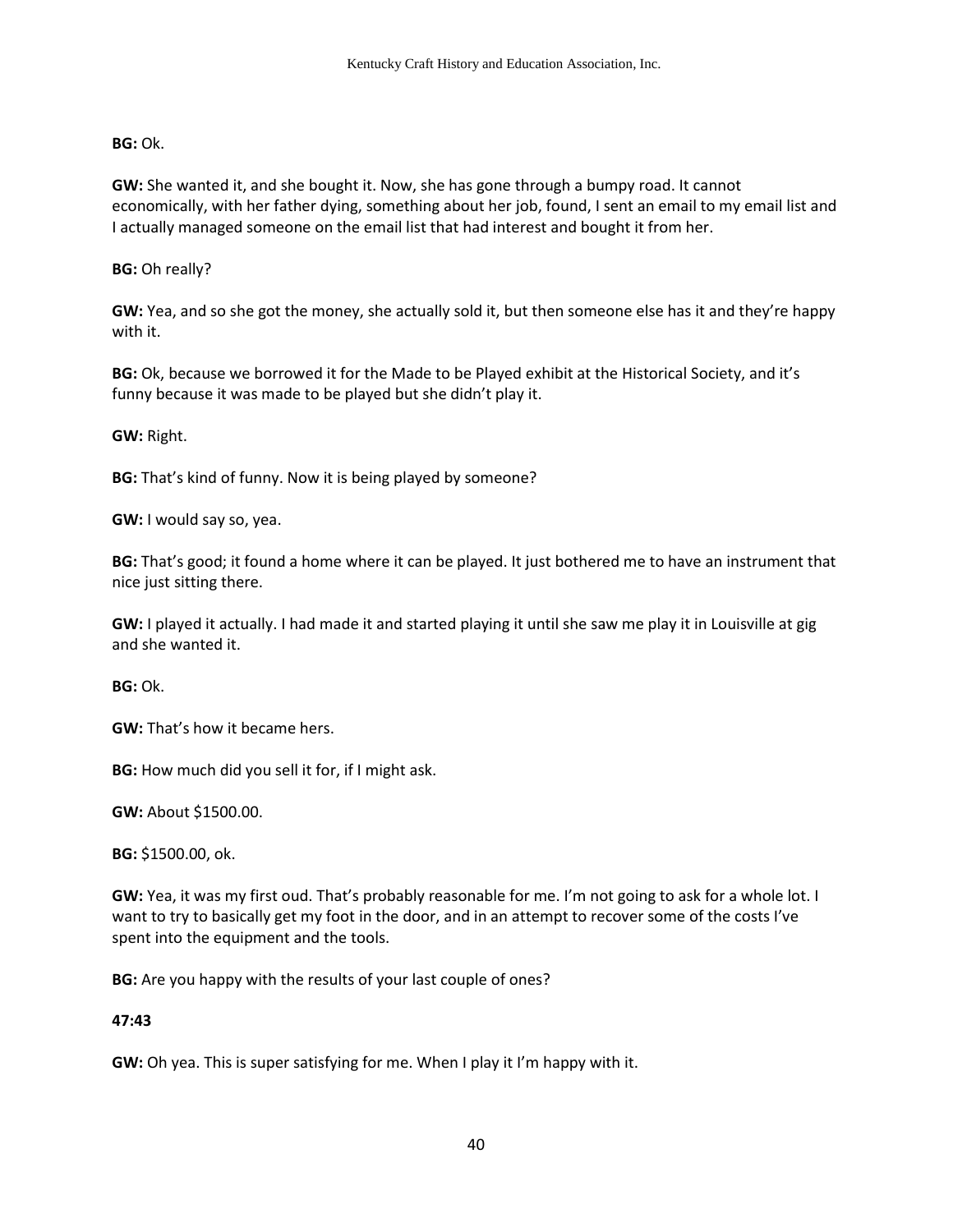**BG:** Ok.

**GW:** She wanted it, and she bought it. Now, she has gone through a bumpy road. It cannot economically, with her father dying, something about her job, found, I sent an email to my email list and I actually managed someone on the email list that had interest and bought it from her.

**BG:** Oh really?

**GW:** Yea, and so she got the money, she actually sold it, but then someone else has it and they're happy with it.

**BG:** Ok, because we borrowed it for the Made to be Played exhibit at the Historical Society, and it's funny because it was made to be played but she didn't play it.

**GW:** Right.

**BG:** That's kind of funny. Now it is being played by someone?

**GW:** I would say so, yea.

**BG:** That's good; it found a home where it can be played. It just bothered me to have an instrument that nice just sitting there.

**GW:** I played it actually. I had made it and started playing it until she saw me play it in Louisville at gig and she wanted it.

**BG:** Ok.

**GW:** That's how it became hers.

**BG:** How much did you sell it for, if I might ask.

**GW:** About $1500.00.

**BG:** $1500.00, ok.

**GW:** Yea, it was my first oud. That's probably reasonable for me. I'm not going to ask for a whole lot. I want to try to basically get my foot in the door, and in an attempt to recover some of the costs I've spent into the equipment and the tools.

**BG:** Are you happy with the results of your last couple of ones?

**47:43**

**GW:** Oh yea. This is super satisfying for me. When I play it I'm happy with it.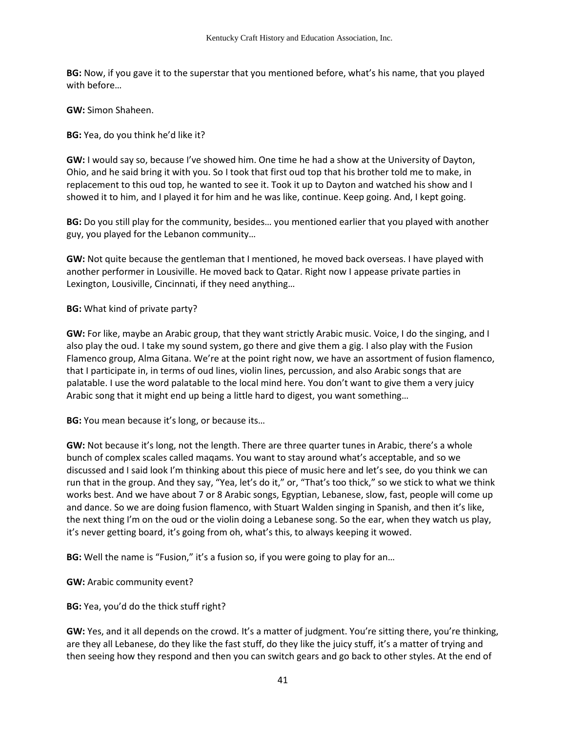**BG:** Now, if you gave it to the superstar that you mentioned before, what's his name, that you played with before…

**GW:** Simon Shaheen.

**BG:** Yea, do you think he'd like it?

**GW:** I would say so, because I've showed him. One time he had a show at the University of Dayton, Ohio, and he said bring it with you. So I took that first oud top that his brother told me to make, in replacement to this oud top, he wanted to see it. Took it up to Dayton and watched his show and I showed it to him, and I played it for him and he was like, continue. Keep going. And, I kept going.

**BG:** Do you still play for the community, besides… you mentioned earlier that you played with another guy, you played for the Lebanon community…

**GW:** Not quite because the gentleman that I mentioned, he moved back overseas. I have played with another performer in Lousiville. He moved back to Qatar. Right now I appease private parties in Lexington, Lousiville, Cincinnati, if they need anything…

**BG:** What kind of private party?

**GW:** For like, maybe an Arabic group, that they want strictly Arabic music. Voice, I do the singing, and I also play the oud. I take my sound system, go there and give them a gig. I also play with the Fusion Flamenco group, Alma Gitana. We're at the point right now, we have an assortment of fusion flamenco, that I participate in, in terms of oud lines, violin lines, percussion, and also Arabic songs that are palatable. I use the word palatable to the local mind here. You don't want to give them a very juicy Arabic song that it might end up being a little hard to digest, you want something…

**BG:** You mean because it's long, or because its…

**GW:** Not because it's long, not the length. There are three quarter tunes in Arabic, there's a whole bunch of complex scales called maqams. You want to stay around what's acceptable, and so we discussed and I said look I'm thinking about this piece of music here and let's see, do you think we can run that in the group. And they say, "Yea, let's do it," or, "That's too thick," so we stick to what we think works best. And we have about 7 or 8 Arabic songs, Egyptian, Lebanese, slow, fast, people will come up and dance. So we are doing fusion flamenco, with Stuart Walden singing in Spanish, and then it's like, the next thing I'm on the oud or the violin doing a Lebanese song. So the ear, when they watch us play, it's never getting board, it's going from oh, what's this, to always keeping it wowed.

**BG:** Well the name is "Fusion," it's a fusion so, if you were going to play for an…

**GW:** Arabic community event?

**BG:** Yea, you'd do the thick stuff right?

**GW:** Yes, and it all depends on the crowd. It's a matter of judgment. You're sitting there, you're thinking, are they all Lebanese, do they like the fast stuff, do they like the juicy stuff, it's a matter of trying and then seeing how they respond and then you can switch gears and go back to other styles. At the end of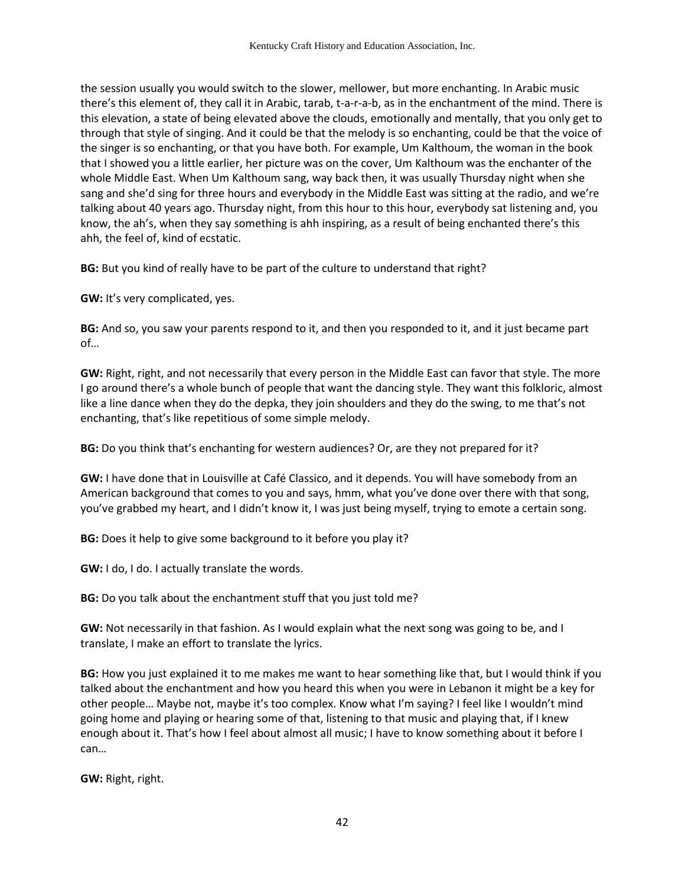the session usually you would switch to the slower, mellower, but more enchanting. In Arabic music there's this element of, they call it in Arabic, tarab, t-a-r-a-b, as in the enchantment of the mind. There is this elevation, a state of being elevated above the clouds, emotionally and mentally, that you only get to through that style of singing. And it could be that the melody is so enchanting, could be that the voice of the singer is so enchanting, or that you have both. For example, Um Kalthoum, the woman in the book that I showed you a little earlier, her picture was on the cover, Um Kalthoum was the enchanter of the whole Middle East. When Um Kalthoum sang, way back then, it was usually Thursday night when she sang and she'd sing for three hours and everybody in the Middle East was sitting at the radio, and we're talking about 40 years ago. Thursday night, from this hour to this hour, everybody sat listening and, you know, the ah's, when they say something is ahh inspiring, as a result of being enchanted there's this ahh, the feel of, kind of ecstatic.

**BG:** But you kind of really have to be part of the culture to understand that right?

**GW:** It's very complicated, yes.

**BG:** And so, you saw your parents respond to it, and then you responded to it, and it just became part of…

**GW:** Right, right, and not necessarily that every person in the Middle East can favor that style. The more I go around there's a whole bunch of people that want the dancing style. They want this folkloric, almost like a line dance when they do the depka, they join shoulders and they do the swing, to me that's not enchanting, that's like repetitious of some simple melody.

**BG:** Do you think that's enchanting for western audiences? Or, are they not prepared for it?

**GW:** I have done that in Louisville at Café Classico, and it depends. You will have somebody from an American background that comes to you and says, hmm, what you've done over there with that song, you've grabbed my heart, and I didn't know it, I was just being myself, trying to emote a certain song.

**BG:** Does it help to give some background to it before you play it?

**GW:** I do, I do. I actually translate the words.

**BG:** Do you talk about the enchantment stuff that you just told me?

**GW:** Not necessarily in that fashion. As I would explain what the next song was going to be, and I translate, I make an effort to translate the lyrics.

**BG:** How you just explained it to me makes me want to hear something like that, but I would think if you talked about the enchantment and how you heard this when you were in Lebanon it might be a key for other people… Maybe not, maybe it's too complex. Know what I'm saying? I feel like I wouldn't mind going home and playing or hearing some of that, listening to that music and playing that, if I knew enough about it. That's how I feel about almost all music; I have to know something about it before I can…

**GW:** Right, right.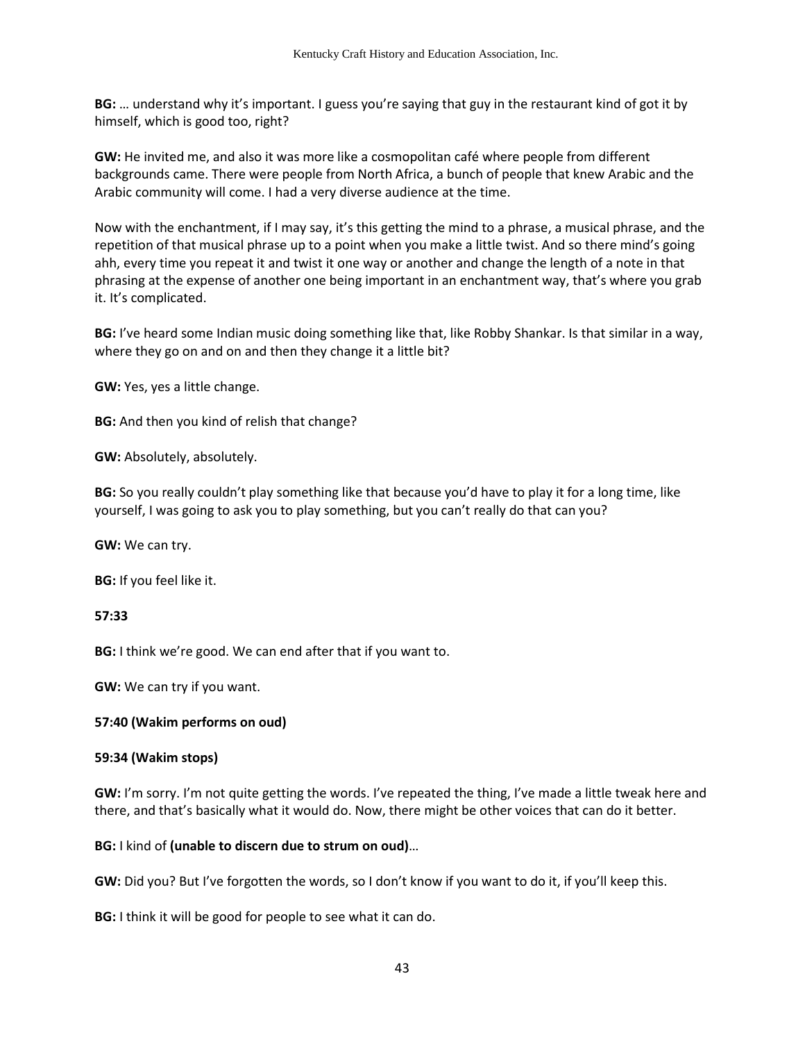**BG:** … understand why it's important. I guess you're saying that guy in the restaurant kind of got it by himself, which is good too, right?

**GW:** He invited me, and also it was more like a cosmopolitan café where people from different backgrounds came. There were people from North Africa, a bunch of people that knew Arabic and the Arabic community will come. I had a very diverse audience at the time.

Now with the enchantment, if I may say, it's this getting the mind to a phrase, a musical phrase, and the repetition of that musical phrase up to a point when you make a little twist. And so there mind's going ahh, every time you repeat it and twist it one way or another and change the length of a note in that phrasing at the expense of another one being important in an enchantment way, that's where you grab it. It's complicated.

**BG:** I've heard some Indian music doing something like that, like Robby Shankar. Is that similar in a way, where they go on and on and then they change it a little bit?

**GW:** Yes, yes a little change.

**BG:** And then you kind of relish that change?

**GW:** Absolutely, absolutely.

**BG:** So you really couldn't play something like that because you'd have to play it for a long time, like yourself, I was going to ask you to play something, but you can't really do that can you?

**GW:** We can try.

**BG:** If you feel like it.

**57:33**

**BG:** I think we're good. We can end after that if you want to.

**GW:** We can try if you want.

**57:40 (Wakim performs on oud)**

**59:34 (Wakim stops)**

**GW:** I'm sorry. I'm not quite getting the words. I've repeated the thing, I've made a little tweak here and there, and that's basically what it would do. Now, there might be other voices that can do it better.

**BG:** I kind of **(unable to discern due to strum on oud)**…

**GW:** Did you? But I've forgotten the words, so I don't know if you want to do it, if you'll keep this.

**BG:** I think it will be good for people to see what it can do.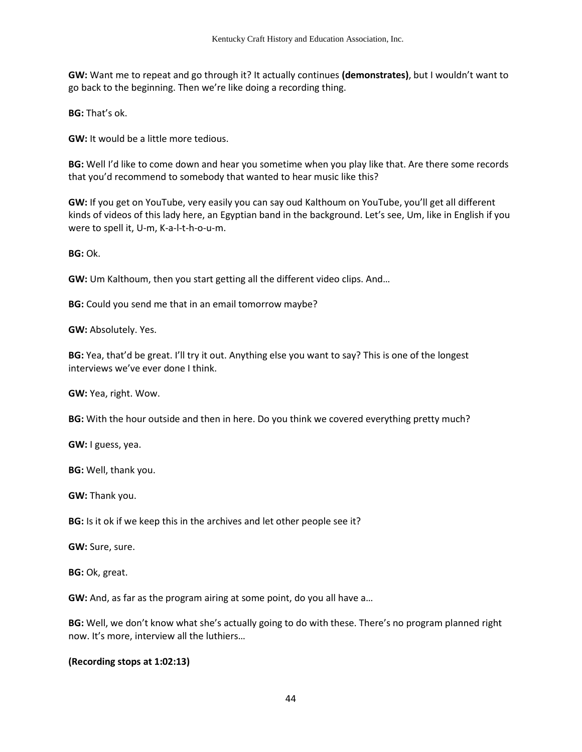**GW:** Want me to repeat and go through it? It actually continues **(demonstrates)**, but I wouldn't want to go back to the beginning. Then we're like doing a recording thing.

**BG:** That's ok.

**GW:** It would be a little more tedious.

**BG:** Well I'd like to come down and hear you sometime when you play like that. Are there some records that you'd recommend to somebody that wanted to hear music like this?

**GW:** If you get on YouTube, very easily you can say oud Kalthoum on YouTube, you'll get all different kinds of videos of this lady here, an Egyptian band in the background. Let's see, Um, like in English if you were to spell it, U-m, K-a-l-t-h-o-u-m.

**BG:** Ok.

**GW:** Um Kalthoum, then you start getting all the different video clips. And…

**BG:** Could you send me that in an email tomorrow maybe?

**GW:** Absolutely. Yes.

**BG:** Yea, that'd be great. I'll try it out. Anything else you want to say? This is one of the longest interviews we've ever done I think.

**GW:** Yea, right. Wow.

**BG:** With the hour outside and then in here. Do you think we covered everything pretty much?

**GW:** I guess, yea.

**BG:** Well, thank you.

**GW:** Thank you.

**BG:** Is it ok if we keep this in the archives and let other people see it?

**GW:** Sure, sure.

**BG:** Ok, great.

**GW:** And, as far as the program airing at some point, do you all have a…

**BG:** Well, we don't know what she's actually going to do with these. There's no program planned right now. It's more, interview all the luthiers…

**(Recording stops at 1:02:13)**